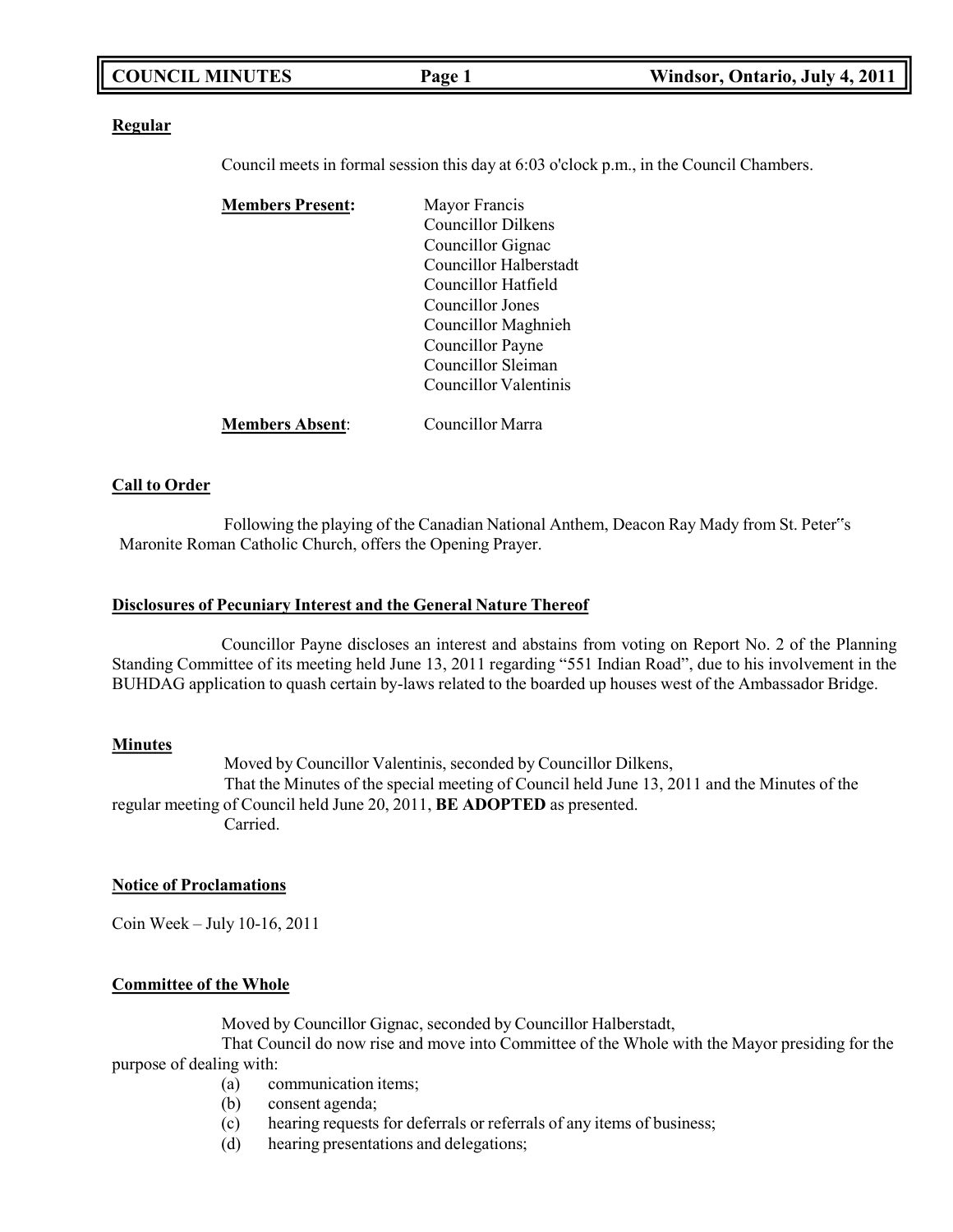## Regular

Council meets in formal session this day at 6:03 o'clock p.m., in the Council Chambers.

**Members Present:**
- Mayor Francis
- Councillor Dilkens
- Councillor Gignac
- Councillor Halberstadt
- Councillor Hatfield
- Councillor Jones
- Councillor Maghnieh
- Councillor Payne
- Councillor Sleiman
- Councillor Valentinis

**Members Absent:** Councillor Marra

## Call to Order

Following the playing of the Canadian National Anthem, Deacon Ray Mady from St. Peter"s Maronite Roman Catholic Church, offers the Opening Prayer.

## Disclosures of Pecuniary Interest and the General Nature Thereof

Councillor Payne discloses an interest and abstains from voting on Report No. 2 of the Planning Standing Committee of its meeting held June 13, 2011 regarding "551 Indian Road", due to his involvement in the BUHDAG application to quash certain by-laws related to the boarded up houses west of the Ambassador Bridge.

## Minutes

Moved by Councillor Valentinis, seconded by Councillor Dilkens,

That the Minutes of the special meeting of Council held June 13, 2011 and the Minutes of the regular meeting of Council held June 20, 2011, **BE ADOPTED** as presented.

Carried.

## Notice of Proclamations

Coin Week – July 10-16, 2011

## Committee of the Whole

Moved by Councillor Gignac, seconded by Councillor Halberstadt,

That Council do now rise and move into Committee of the Whole with the Mayor presiding for the purpose of dealing with:

(a) communication items;
(b) consent agenda;
(c) hearing requests for deferrals or referrals of any items of business;
(d) hearing presentations and delegations;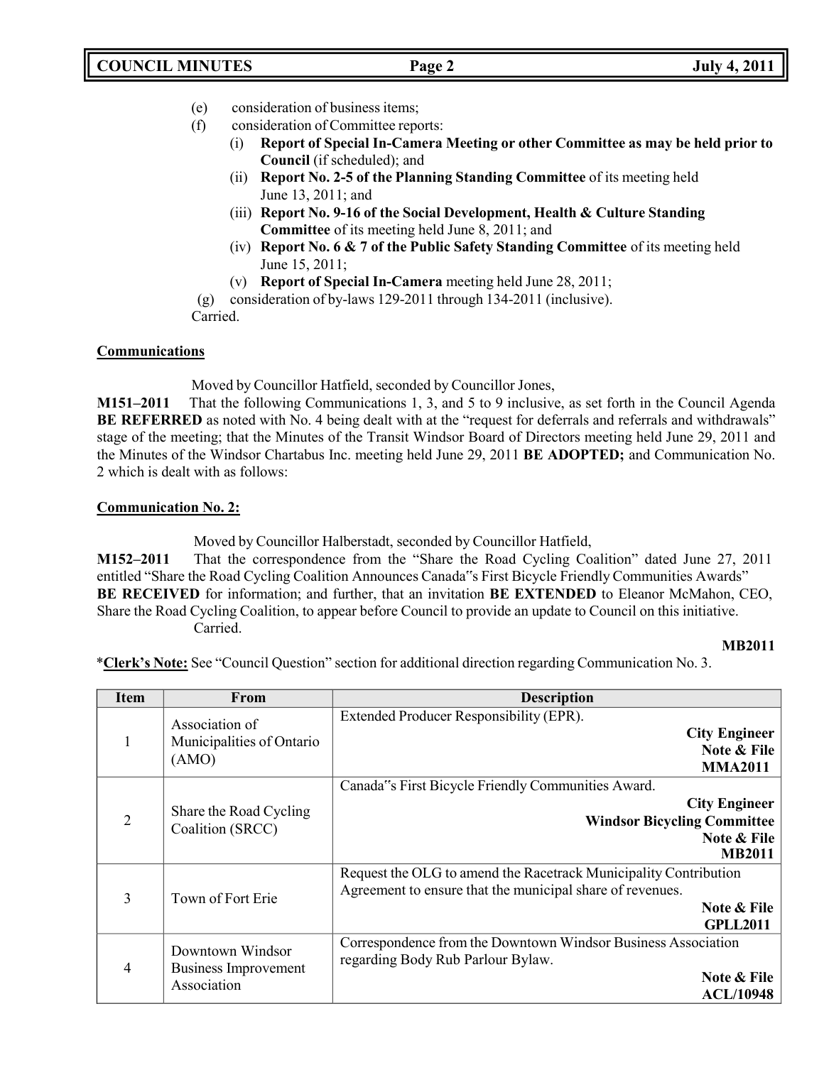(e) consideration of business items;

(f) consideration of Committee reports:

(i) **Report of Special In-Camera Meeting or other Committee as may be held prior to Council** (if scheduled); and

(ii) **Report No. 2-5 of the Planning Standing Committee** of its meeting held June 13, 2011; and

(iii) **Report No. 9-16 of the Social Development, Health & Culture Standing Committee** of its meeting held June 8, 2011; and

(iv) **Report No. 6 & 7 of the Public Safety Standing Committee** of its meeting held June 15, 2011;

(v) **Report of Special In-Camera** meeting held June 28, 2011;

(g) consideration of by-laws 129-2011 through 134-2011 (inclusive).

Carried.

**Communications**

Moved by Councillor Hatfield, seconded by Councillor Jones,

**M151–2011** That the following Communications 1, 3, and 5 to 9 inclusive, as set forth in the Council Agenda **BE REFERRED** as noted with No. 4 being dealt with at the "request for deferrals and referrals and withdrawals" stage of the meeting; that the Minutes of the Transit Windsor Board of Directors meeting held June 29, 2011 and the Minutes of the Windsor Chartabus Inc. meeting held June 29, 2011 **BE ADOPTED;** and Communication No. 2 which is dealt with as follows:

**Communication No. 2:**

Moved by Councillor Halberstadt, seconded by Councillor Hatfield,

**M152–2011** That the correspondence from the "Share the Road Cycling Coalition" dated June 27, 2011 entitled "Share the Road Cycling Coalition Announces Canada"s First Bicycle Friendly Communities Awards" **BE RECEIVED** for information; and further, that an invitation **BE EXTENDED** to Eleanor McMahon, CEO, Share the Road Cycling Coalition, to appear before Council to provide an update to Council on this initiative.

Carried.

**MB2011**

\***Clerk's Note:** See "Council Question" section for additional direction regarding Communication No. 3.

| Item | From | Description |
|---|---|---|
| 1 | Association of Municipalities of Ontario (AMO) | Extended Producer Responsibility (EPR). **City Engineer** **Note & File** **MMA2011** |
| 2 | Share the Road Cycling Coalition (SRCC) | Canada"s First Bicycle Friendly Communities Award. **City Engineer** **Windsor Bicycling Committee** **Note & File** **MB2011** |
| 3 | Town of Fort Erie | Request the OLG to amend the Racetrack Municipality Contribution Agreement to ensure that the municipal share of revenues. **Note & File** **GPLL2011** |
| 4 | Downtown Windsor Business Improvement Association | Correspondence from the Downtown Windsor Business Association regarding Body Rub Parlour Bylaw. **Note & File** **ACL/10948** |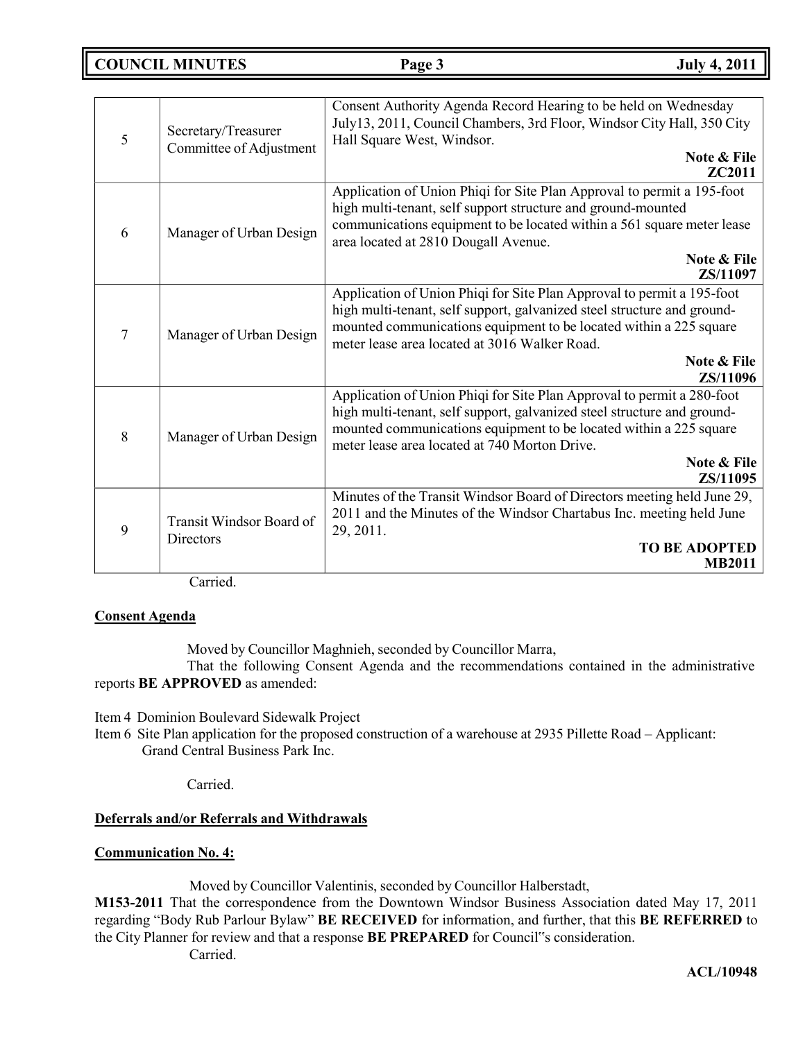| | | |
|---|---|---|
| 5 | Secretary/Treasurer Committee of Adjustment | Consent Authority Agenda Record Hearing to be held on Wednesday July13, 2011, Council Chambers, 3rd Floor, Windsor City Hall, 350 City Hall Square West, Windsor. **Note & File** **ZC2011** |
| 6 | Manager of Urban Design | Application of Union Phiqi for Site Plan Approval to permit a 195-foot high multi-tenant, self support structure and ground-mounted communications equipment to be located within a 561 square meter lease area located at 2810 Dougall Avenue. **Note & File** **ZS/11097** |
| 7 | Manager of Urban Design | Application of Union Phiqi for Site Plan Approval to permit a 195-foot high multi-tenant, self support, galvanized steel structure and ground-mounted communications equipment to be located within a 225 square meter lease area located at 3016 Walker Road. **Note & File** **ZS/11096** |
| 8 | Manager of Urban Design | Application of Union Phiqi for Site Plan Approval to permit a 280-foot high multi-tenant, self support, galvanized steel structure and ground-mounted communications equipment to be located within a 225 square meter lease area located at 740 Morton Drive. **Note & File** **ZS/11095** |
| 9 | Transit Windsor Board of Directors | Minutes of the Transit Windsor Board of Directors meeting held June 29, 2011 and the Minutes of the Windsor Chartabus Inc. meeting held June 29, 2011. **TO BE ADOPTED** **MB2011** |

Carried.

**Consent Agenda**

Moved by Councillor Maghnieh, seconded by Councillor Marra,

That the following Consent Agenda and the recommendations contained in the administrative reports **BE APPROVED** as amended:

Item 4 Dominion Boulevard Sidewalk Project

Item 6 Site Plan application for the proposed construction of a warehouse at 2935 Pillette Road – Applicant: Grand Central Business Park Inc.

Carried.

**Deferrals and/or Referrals and Withdrawals**

**Communication No. 4:**

Moved by Councillor Valentinis, seconded by Councillor Halberstadt,

**M153-2011** That the correspondence from the Downtown Windsor Business Association dated May 17, 2011 regarding "Body Rub Parlour Bylaw" **BE RECEIVED** for information, and further, that this **BE REFERRED** to the City Planner for review and that a response **BE PREPARED** for Council"s consideration.

Carried.

**ACL/10948**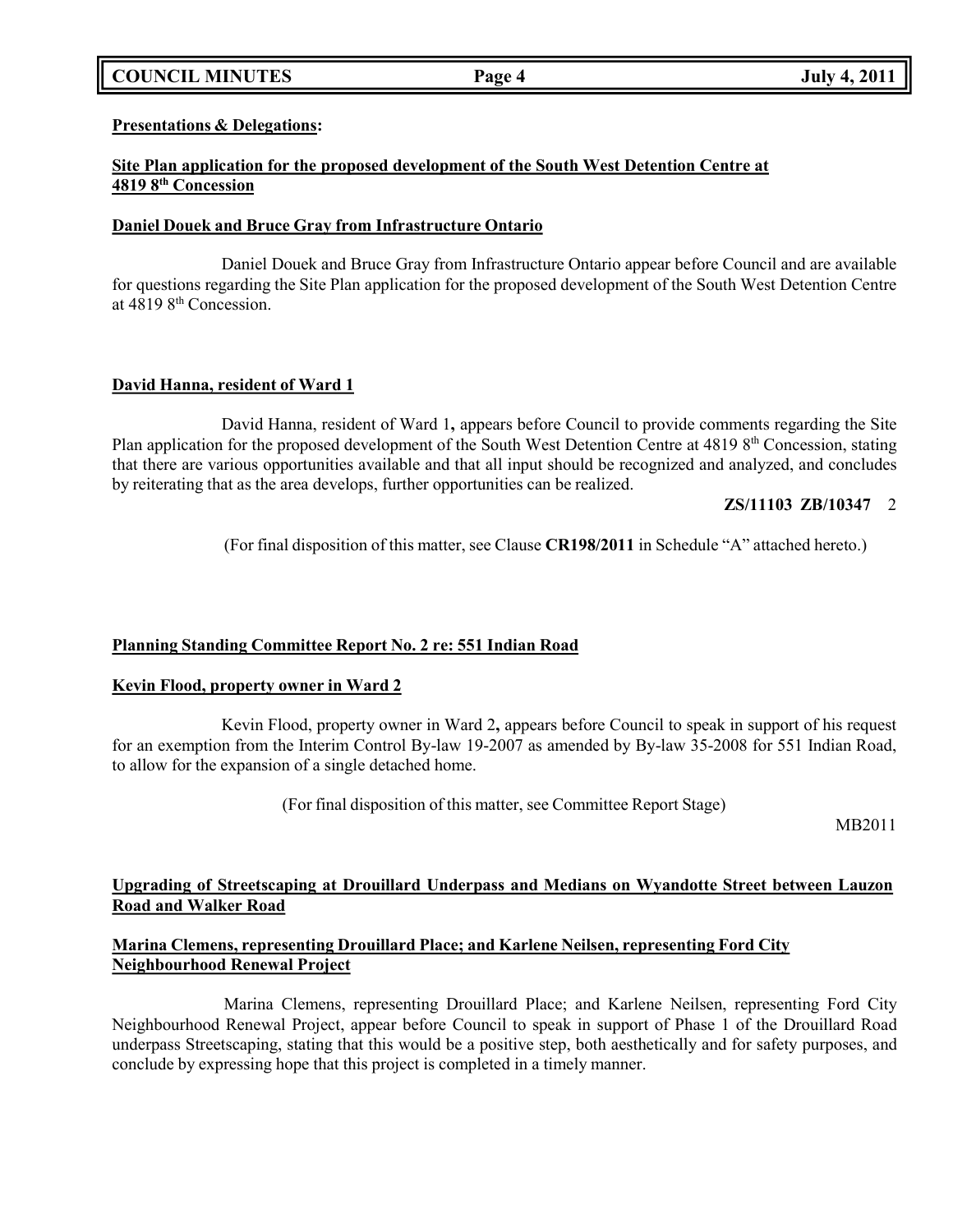**Presentations & Delegations:**

**Site Plan application for the proposed development of the South West Detention Centre at 4819 8th Concession**

**Daniel Douek and Bruce Gray from Infrastructure Ontario**

Daniel Douek and Bruce Gray from Infrastructure Ontario appear before Council and are available for questions regarding the Site Plan application for the proposed development of the South West Detention Centre at 4819 8th Concession.

**David Hanna, resident of Ward 1**

David Hanna, resident of Ward 1**,** appears before Council to provide comments regarding the Site Plan application for the proposed development of the South West Detention Centre at 4819 8th Concession, stating that there are various opportunities available and that all input should be recognized and analyzed, and concludes by reiterating that as the area develops, further opportunities can be realized.

**ZS/11103 ZB/10347** 2

(For final disposition of this matter, see Clause **CR198/2011** in Schedule "A" attached hereto.)

**Planning Standing Committee Report No. 2 re: 551 Indian Road**

**Kevin Flood, property owner in Ward 2**

Kevin Flood, property owner in Ward 2**,** appears before Council to speak in support of his request for an exemption from the Interim Control By-law 19-2007 as amended by By-law 35-2008 for 551 Indian Road, to allow for the expansion of a single detached home.

(For final disposition of this matter, see Committee Report Stage)

MB2011

**Upgrading of Streetscaping at Drouillard Underpass and Medians on Wyandotte Street between Lauzon Road and Walker Road**

**Marina Clemens, representing Drouillard Place; and Karlene Neilsen, representing Ford City Neighbourhood Renewal Project**

Marina Clemens, representing Drouillard Place; and Karlene Neilsen, representing Ford City Neighbourhood Renewal Project, appear before Council to speak in support of Phase 1 of the Drouillard Road underpass Streetscaping, stating that this would be a positive step, both aesthetically and for safety purposes, and conclude by expressing hope that this project is completed in a timely manner.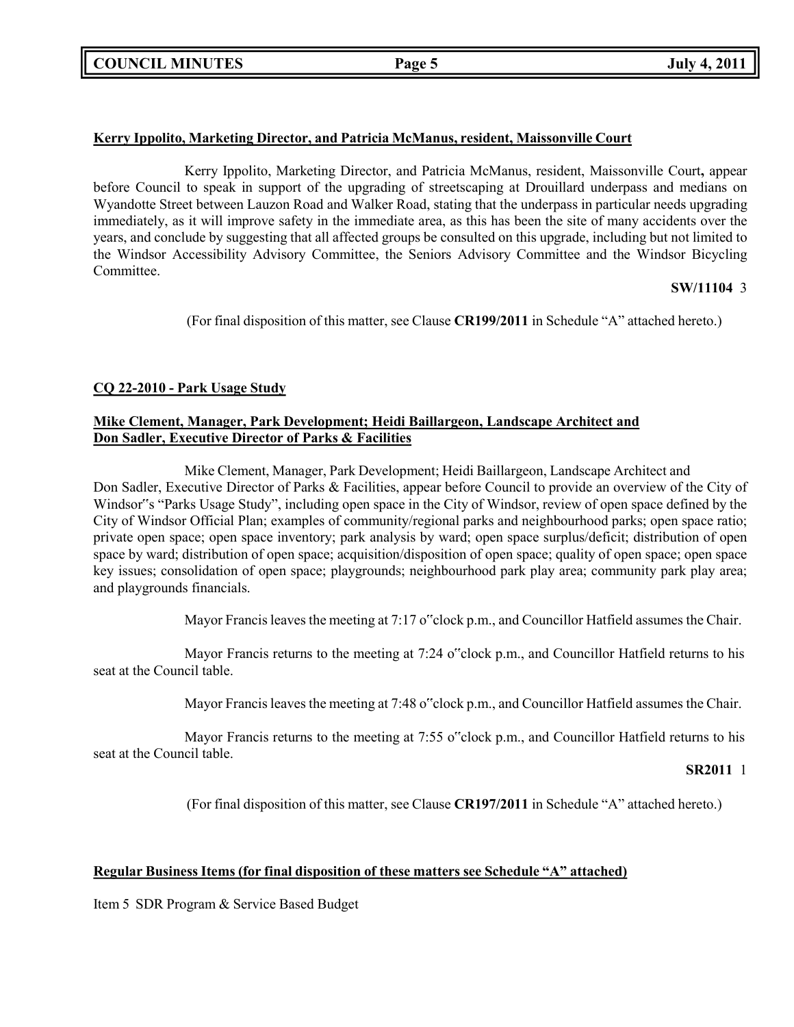**Kerry Ippolito, Marketing Director, and Patricia McManus, resident, Maissonville Court**

Kerry Ippolito, Marketing Director, and Patricia McManus, resident, Maissonville Court**,** appear before Council to speak in support of the upgrading of streetscaping at Drouillard underpass and medians on Wyandotte Street between Lauzon Road and Walker Road, stating that the underpass in particular needs upgrading immediately, as it will improve safety in the immediate area, as this has been the site of many accidents over the years, and conclude by suggesting that all affected groups be consulted on this upgrade, including but not limited to the Windsor Accessibility Advisory Committee, the Seniors Advisory Committee and the Windsor Bicycling Committee.

**SW/11104** 3

(For final disposition of this matter, see Clause **CR199/2011** in Schedule "A" attached hereto.)

**CQ 22-2010 - Park Usage Study**

**Mike Clement, Manager, Park Development; Heidi Baillargeon, Landscape Architect and Don Sadler, Executive Director of Parks & Facilities**

Mike Clement, Manager, Park Development; Heidi Baillargeon, Landscape Architect and Don Sadler, Executive Director of Parks & Facilities, appear before Council to provide an overview of the City of Windsor"s "Parks Usage Study", including open space in the City of Windsor, review of open space defined by the City of Windsor Official Plan; examples of community/regional parks and neighbourhood parks; open space ratio; private open space; open space inventory; park analysis by ward; open space surplus/deficit; distribution of open space by ward; distribution of open space; acquisition/disposition of open space; quality of open space; open space key issues; consolidation of open space; playgrounds; neighbourhood park play area; community park play area; and playgrounds financials.

Mayor Francis leaves the meeting at 7:17 o"clock p.m., and Councillor Hatfield assumes the Chair.

Mayor Francis returns to the meeting at 7:24 o"clock p.m., and Councillor Hatfield returns to his seat at the Council table.

Mayor Francis leaves the meeting at 7:48 o"clock p.m., and Councillor Hatfield assumes the Chair.

Mayor Francis returns to the meeting at 7:55 o"clock p.m., and Councillor Hatfield returns to his seat at the Council table.

**SR2011** 1

(For final disposition of this matter, see Clause **CR197/2011** in Schedule "A" attached hereto.)

**Regular Business Items (for final disposition of these matters see Schedule "A" attached)**

Item 5 SDR Program & Service Based Budget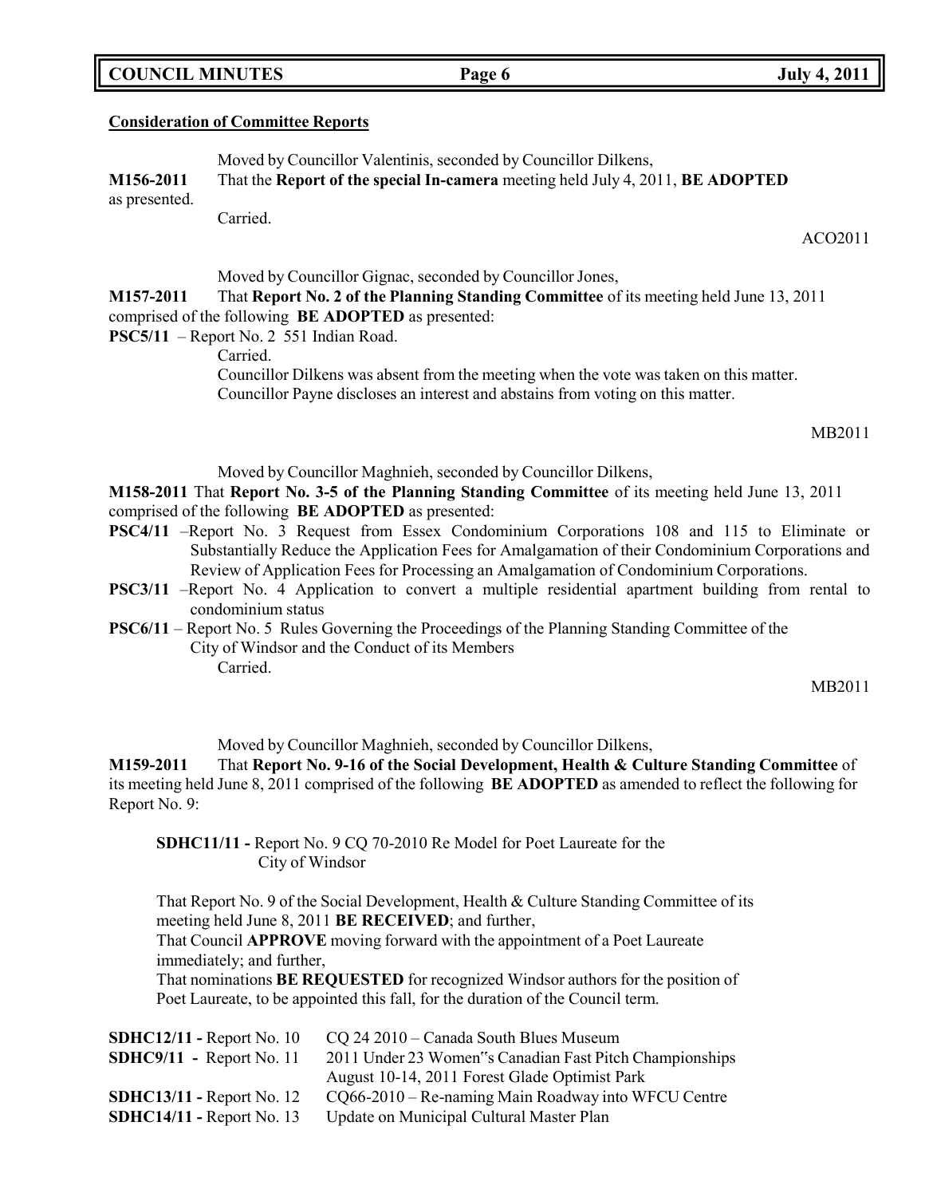**Consideration of Committee Reports**

Moved by Councillor Valentinis, seconded by Councillor Dilkens,

**M156-2011** That the **Report of the special In-camera** meeting held July 4, 2011, **BE ADOPTED** as presented.

Carried.

ACO2011

Moved by Councillor Gignac, seconded by Councillor Jones,

**M157-2011** That **Report No. 2 of the Planning Standing Committee** of its meeting held June 13, 2011 comprised of the following **BE ADOPTED** as presented:

**PSC5/11** – Report No. 2 551 Indian Road.

Carried.

Councillor Dilkens was absent from the meeting when the vote was taken on this matter.
Councillor Payne discloses an interest and abstains from voting on this matter.

MB2011

Moved by Councillor Maghnieh, seconded by Councillor Dilkens,

**M158-2011** That **Report No. 3-5 of the Planning Standing Committee** of its meeting held June 13, 2011 comprised of the following **BE ADOPTED** as presented:

**PSC4/11** –Report No. 3 Request from Essex Condominium Corporations 108 and 115 to Eliminate or Substantially Reduce the Application Fees for Amalgamation of their Condominium Corporations and Review of Application Fees for Processing an Amalgamation of Condominium Corporations.

**PSC3/11** –Report No. 4 Application to convert a multiple residential apartment building from rental to condominium status

**PSC6/11** – Report No. 5 Rules Governing the Proceedings of the Planning Standing Committee of the City of Windsor and the Conduct of its Members

Carried.

MB2011

Moved by Councillor Maghnieh, seconded by Councillor Dilkens,

**M159-2011** That **Report No. 9-16 of the Social Development, Health & Culture Standing Committee** of its meeting held June 8, 2011 comprised of the following **BE ADOPTED** as amended to reflect the following for Report No. 9:

**SDHC11/11 -** Report No. 9 CQ 70-2010 Re Model for Poet Laureate for the City of Windsor

That Report No. 9 of the Social Development, Health & Culture Standing Committee of its meeting held June 8, 2011 **BE RECEIVED**; and further,
That Council **APPROVE** moving forward with the appointment of a Poet Laureate immediately; and further,
That nominations **BE REQUESTED** for recognized Windsor authors for the position of Poet Laureate, to be appointed this fall, for the duration of the Council term.

**SDHC12/11 -** Report No. 10 CQ 24 2010 – Canada South Blues Museum
**SDHC9/11 -** Report No. 11 2011 Under 23 Women"s Canadian Fast Pitch Championships August 10-14, 2011 Forest Glade Optimist Park
**SDHC13/11 -** Report No. 12 CQ66-2010 – Re-naming Main Roadway into WFCU Centre
**SDHC14/11 -** Report No. 13 Update on Municipal Cultural Master Plan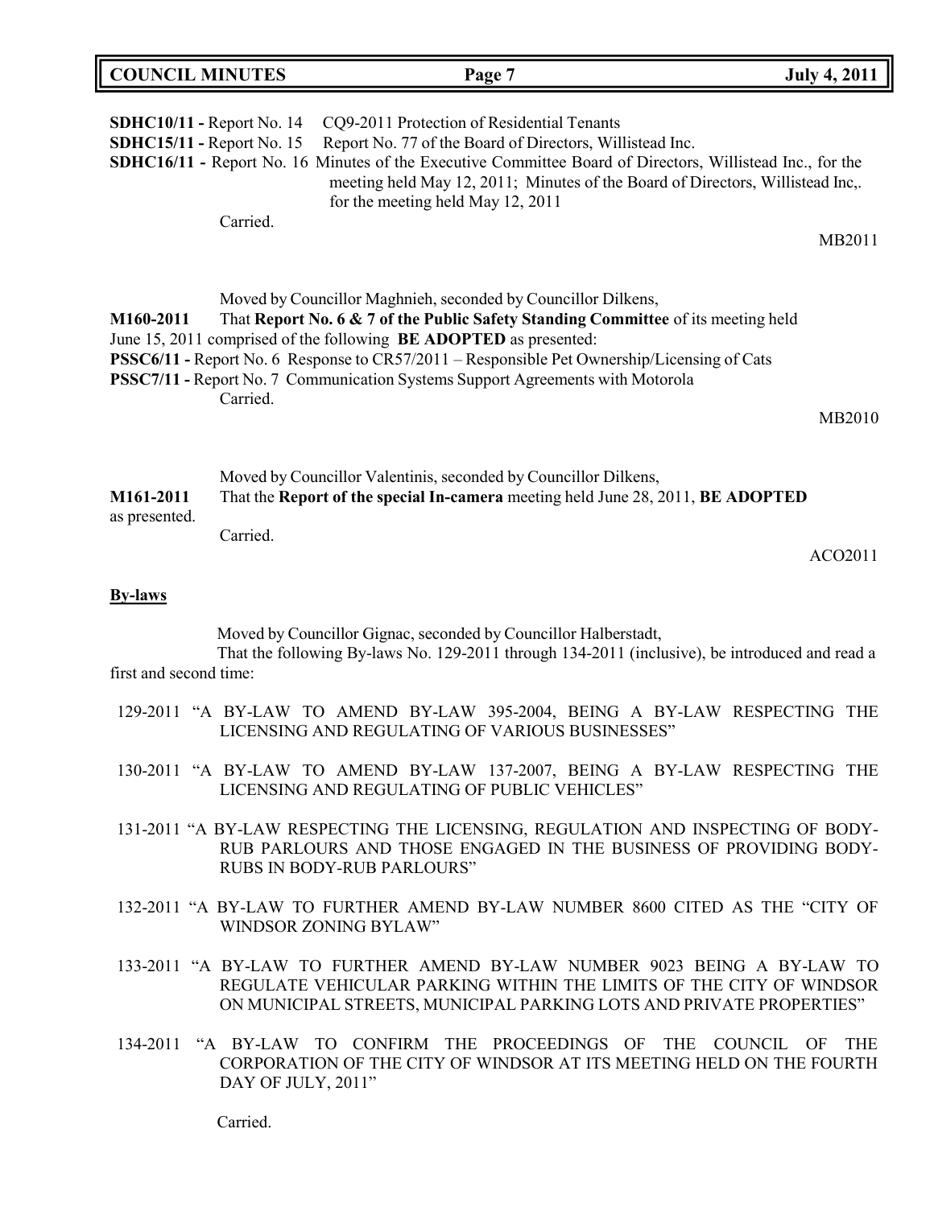**SDHC10/11 -** Report No. 14 CQ9-2011 Protection of Residential Tenants
**SDHC15/11 -** Report No. 15 Report No. 77 of the Board of Directors, Willistead Inc.
**SDHC16/11 -** Report No. 16 Minutes of the Executive Committee Board of Directors, Willistead Inc., for the meeting held May 12, 2011; Minutes of the Board of Directors, Willistead Inc,. for the meeting held May 12, 2011

Carried.

MB2011

Moved by Councillor Maghnieh, seconded by Councillor Dilkens,

**M160-2011** That **Report No. 6 & 7 of the Public Safety Standing Committee** of its meeting held June 15, 2011 comprised of the following **BE ADOPTED** as presented:

**PSSC6/11 -** Report No. 6 Response to CR57/2011 – Responsible Pet Ownership/Licensing of Cats
**PSSC7/11 -** Report No. 7 Communication Systems Support Agreements with Motorola

Carried.

MB2010

Moved by Councillor Valentinis, seconded by Councillor Dilkens,

**M161-2011** That the **Report of the special In-camera** meeting held June 28, 2011, **BE ADOPTED** as presented.

Carried.

ACO2011

## **By-laws**

Moved by Councillor Gignac, seconded by Councillor Halberstadt,

That the following By-laws No. 129-2011 through 134-2011 (inclusive), be introduced and read a first and second time:

129-2011 "A BY-LAW TO AMEND BY-LAW 395-2004, BEING A BY-LAW RESPECTING THE LICENSING AND REGULATING OF VARIOUS BUSINESSES"

130-2011 "A BY-LAW TO AMEND BY-LAW 137-2007, BEING A BY-LAW RESPECTING THE LICENSING AND REGULATING OF PUBLIC VEHICLES"

131-2011 "A BY-LAW RESPECTING THE LICENSING, REGULATION AND INSPECTING OF BODY-RUB PARLOURS AND THOSE ENGAGED IN THE BUSINESS OF PROVIDING BODY-RUBS IN BODY-RUB PARLOURS"

132-2011 "A BY-LAW TO FURTHER AMEND BY-LAW NUMBER 8600 CITED AS THE "CITY OF WINDSOR ZONING BYLAW"

133-2011 "A BY-LAW TO FURTHER AMEND BY-LAW NUMBER 9023 BEING A BY-LAW TO REGULATE VEHICULAR PARKING WITHIN THE LIMITS OF THE CITY OF WINDSOR ON MUNICIPAL STREETS, MUNICIPAL PARKING LOTS AND PRIVATE PROPERTIES"

134-2011 "A BY-LAW TO CONFIRM THE PROCEEDINGS OF THE COUNCIL OF THE CORPORATION OF THE CITY OF WINDSOR AT ITS MEETING HELD ON THE FOURTH DAY OF JULY, 2011"

Carried.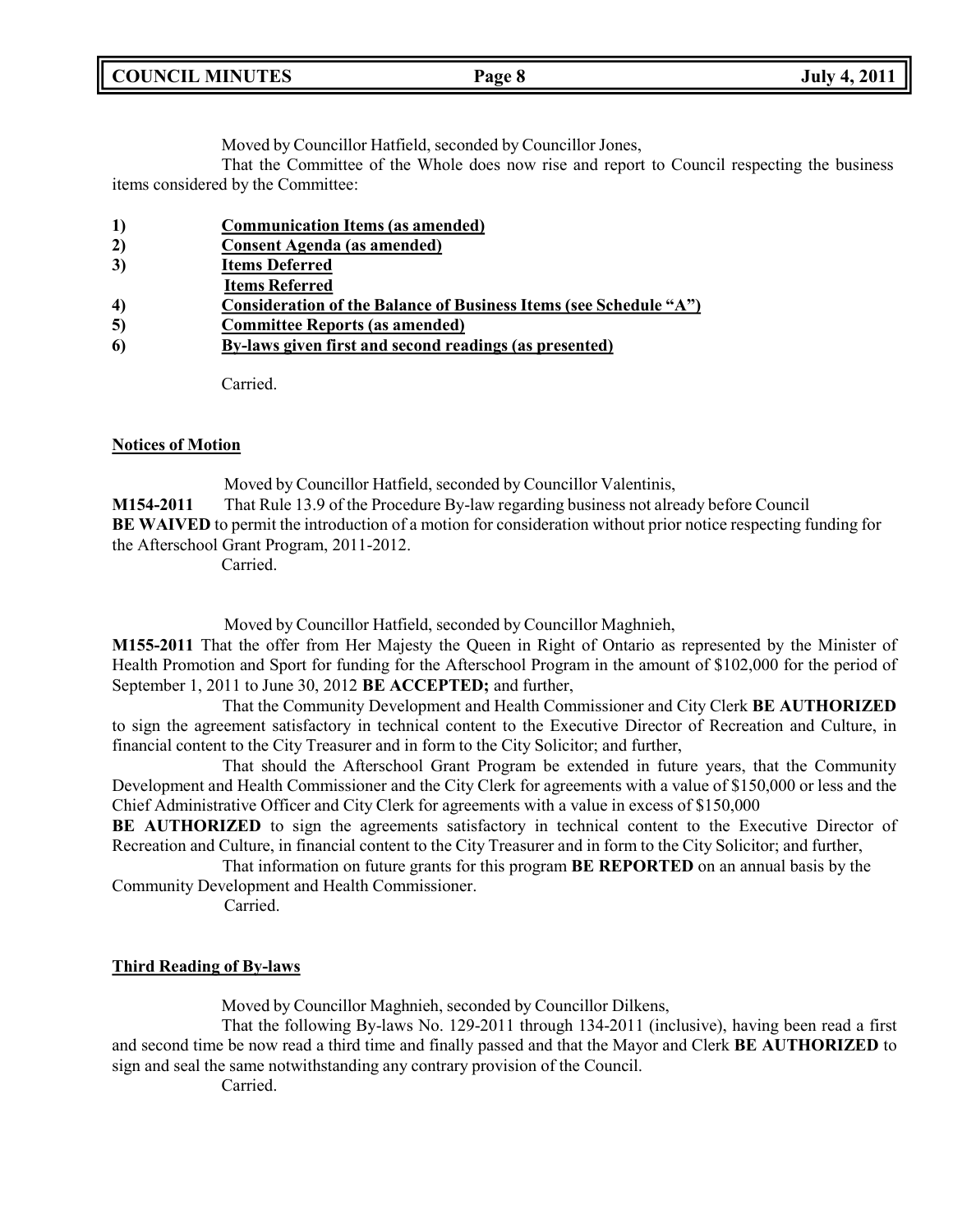Moved by Councillor Hatfield, seconded by Councillor Jones,

That the Committee of the Whole does now rise and report to Council respecting the business items considered by the Committee:

1) **Communication Items (as amended)**
2) **Consent Agenda (as amended)**
3) **Items Deferred**
   **Items Referred**
4) **Consideration of the Balance of Business Items (see Schedule "A")**
5) **Committee Reports (as amended)**
6) **By-laws given first and second readings (as presented)**

Carried.

**Notices of Motion**

Moved by Councillor Hatfield, seconded by Councillor Valentinis,

**M154-2011** That Rule 13.9 of the Procedure By-law regarding business not already before Council **BE WAIVED** to permit the introduction of a motion for consideration without prior notice respecting funding for the Afterschool Grant Program, 2011-2012.

Carried.

Moved by Councillor Hatfield, seconded by Councillor Maghnieh,

**M155-2011** That the offer from Her Majesty the Queen in Right of Ontario as represented by the Minister of Health Promotion and Sport for funding for the Afterschool Program in the amount of $102,000 for the period of September 1, 2011 to June 30, 2012 **BE ACCEPTED;** and further,

That the Community Development and Health Commissioner and City Clerk **BE AUTHORIZED** to sign the agreement satisfactory in technical content to the Executive Director of Recreation and Culture, in financial content to the City Treasurer and in form to the City Solicitor; and further,

That should the Afterschool Grant Program be extended in future years, that the Community Development and Health Commissioner and the City Clerk for agreements with a value of $150,000 or less and the Chief Administrative Officer and City Clerk for agreements with a value in excess of $150,000 **BE AUTHORIZED** to sign the agreements satisfactory in technical content to the Executive Director of Recreation and Culture, in financial content to the City Treasurer and in form to the City Solicitor; and further,

That information on future grants for this program **BE REPORTED** on an annual basis by the Community Development and Health Commissioner.

Carried.

**Third Reading of By-laws**

Moved by Councillor Maghnieh, seconded by Councillor Dilkens,

That the following By-laws No. 129-2011 through 134-2011 (inclusive), having been read a first and second time be now read a third time and finally passed and that the Mayor and Clerk **BE AUTHORIZED** to sign and seal the same notwithstanding any contrary provision of the Council.

Carried.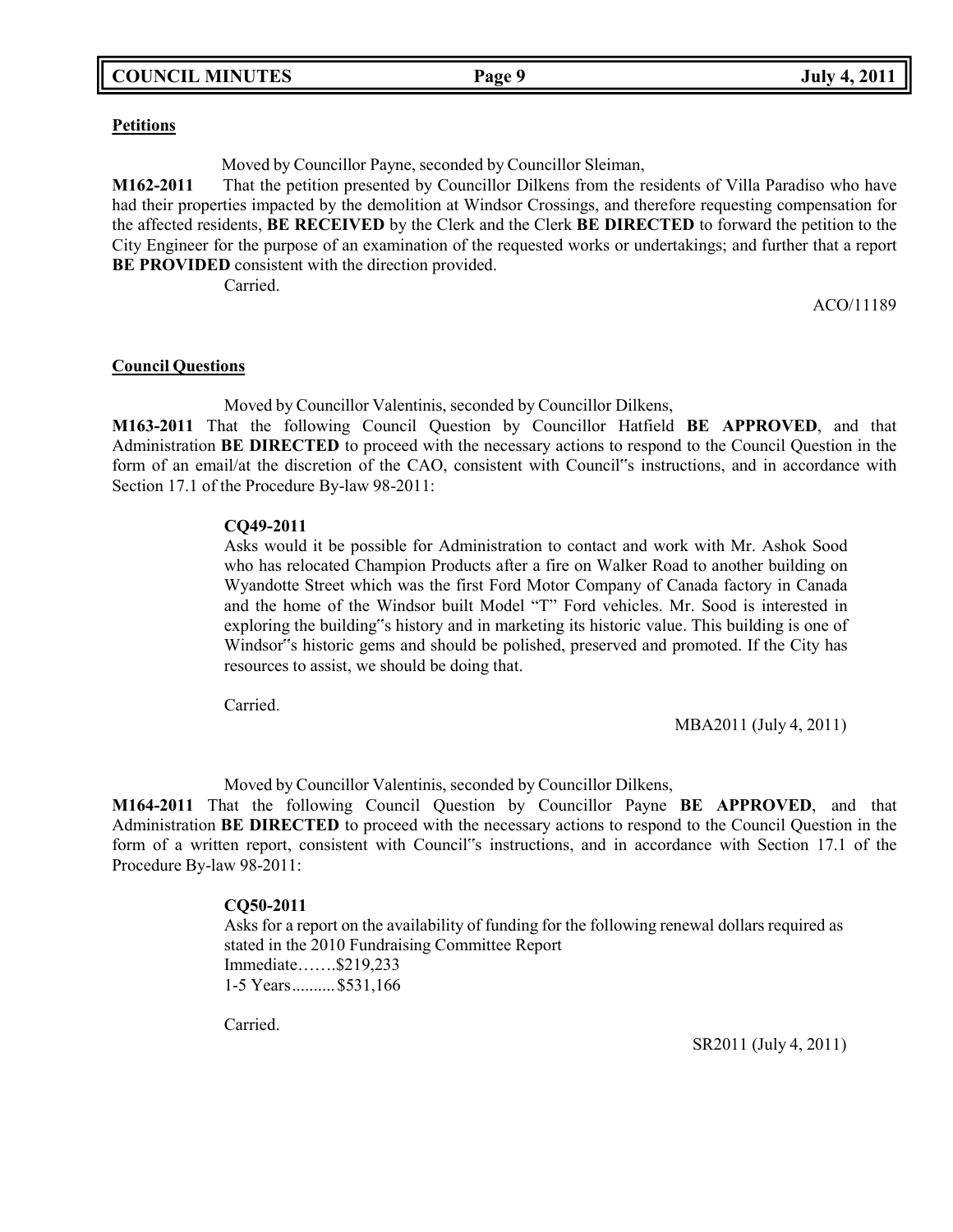**Petitions**

Moved by Councillor Payne, seconded by Councillor Sleiman,

**M162-2011** That the petition presented by Councillor Dilkens from the residents of Villa Paradiso who have had their properties impacted by the demolition at Windsor Crossings, and therefore requesting compensation for the affected residents, **BE RECEIVED** by the Clerk and the Clerk **BE DIRECTED** to forward the petition to the City Engineer for the purpose of an examination of the requested works or undertakings; and further that a report **BE PROVIDED** consistent with the direction provided.

Carried.

ACO/11189

**Council Questions**

Moved by Councillor Valentinis, seconded by Councillor Dilkens,

**M163-2011** That the following Council Question by Councillor Hatfield **BE APPROVED**, and that Administration **BE DIRECTED** to proceed with the necessary actions to respond to the Council Question in the form of an email/at the discretion of the CAO, consistent with Council"s instructions, and in accordance with Section 17.1 of the Procedure By-law 98-2011:

> **CQ49-2011**
>
> Asks would it be possible for Administration to contact and work with Mr. Ashok Sood who has relocated Champion Products after a fire on Walker Road to another building on Wyandotte Street which was the first Ford Motor Company of Canada factory in Canada and the home of the Windsor built Model "T" Ford vehicles. Mr. Sood is interested in exploring the building"s history and in marketing its historic value. This building is one of Windsor"s historic gems and should be polished, preserved and promoted. If the City has resources to assist, we should be doing that.
>
> Carried.

MBA2011 (July 4, 2011)

Moved by Councillor Valentinis, seconded by Councillor Dilkens,

**M164-2011** That the following Council Question by Councillor Payne **BE APPROVED**, and that Administration **BE DIRECTED** to proceed with the necessary actions to respond to the Council Question in the form of a written report, consistent with Council"s instructions, and in accordance with Section 17.1 of the Procedure By-law 98-2011:

> **CQ50-2011**
>
> Asks for a report on the availability of funding for the following renewal dollars required as stated in the 2010 Fundraising Committee Report
>
> Immediate…….$219,233
>
> 1-5 Years..........$531,166
>
> Carried.

SR2011 (July 4, 2011)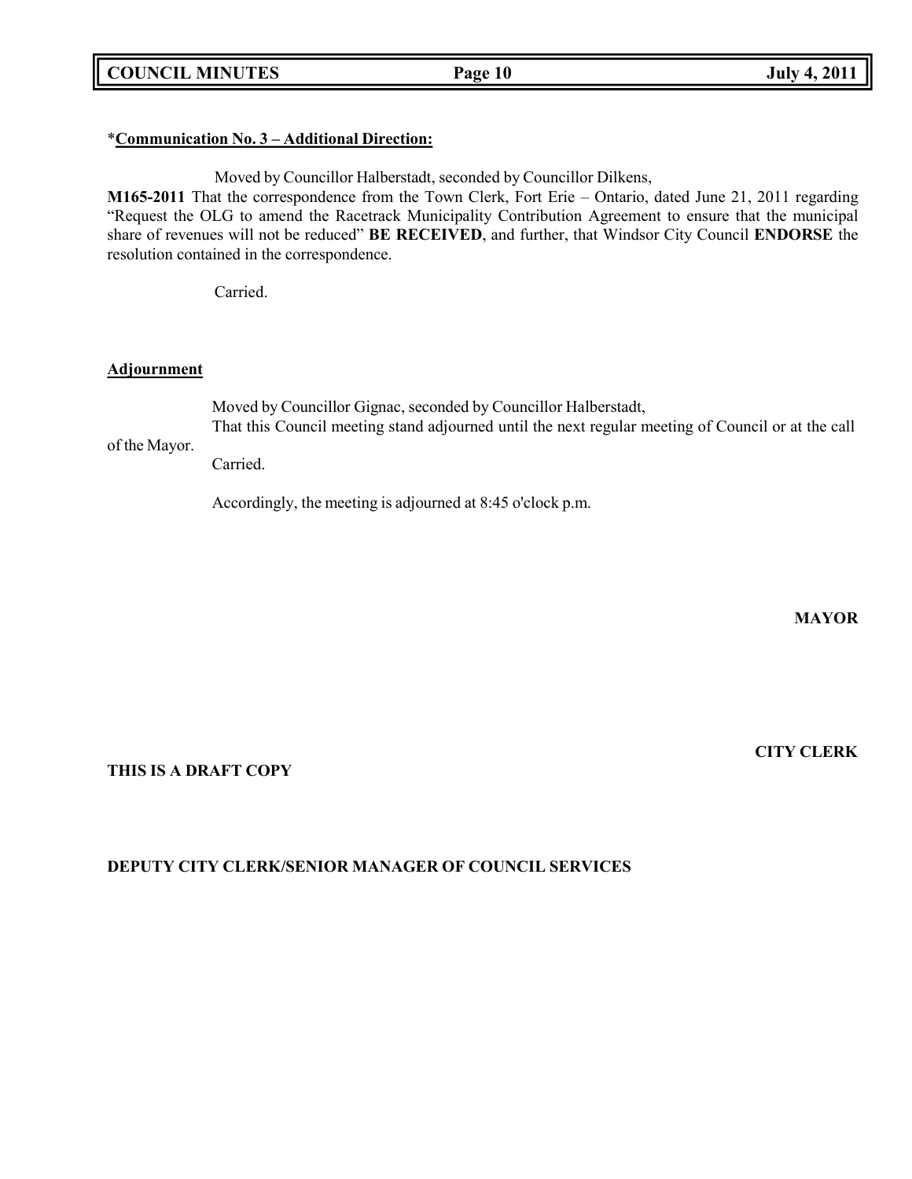*__Communication No. 3 – Additional Direction:__

Moved by Councillor Halberstadt, seconded by Councillor Dilkens,

**M165-2011** That the correspondence from the Town Clerk, Fort Erie – Ontario, dated June 21, 2011 regarding "Request the OLG to amend the Racetrack Municipality Contribution Agreement to ensure that the municipal share of revenues will not be reduced" **BE RECEIVED**, and further, that Windsor City Council **ENDORSE** the resolution contained in the correspondence.

Carried.

__Adjournment__

Moved by Councillor Gignac, seconded by Councillor Halberstadt,

That this Council meeting stand adjourned until the next regular meeting of Council or at the call of the Mayor.

Carried.

Accordingly, the meeting is adjourned at 8:45 o'clock p.m.

**MAYOR**

**CITY CLERK**

**THIS IS A DRAFT COPY**

**DEPUTY CITY CLERK/SENIOR MANAGER OF COUNCIL SERVICES**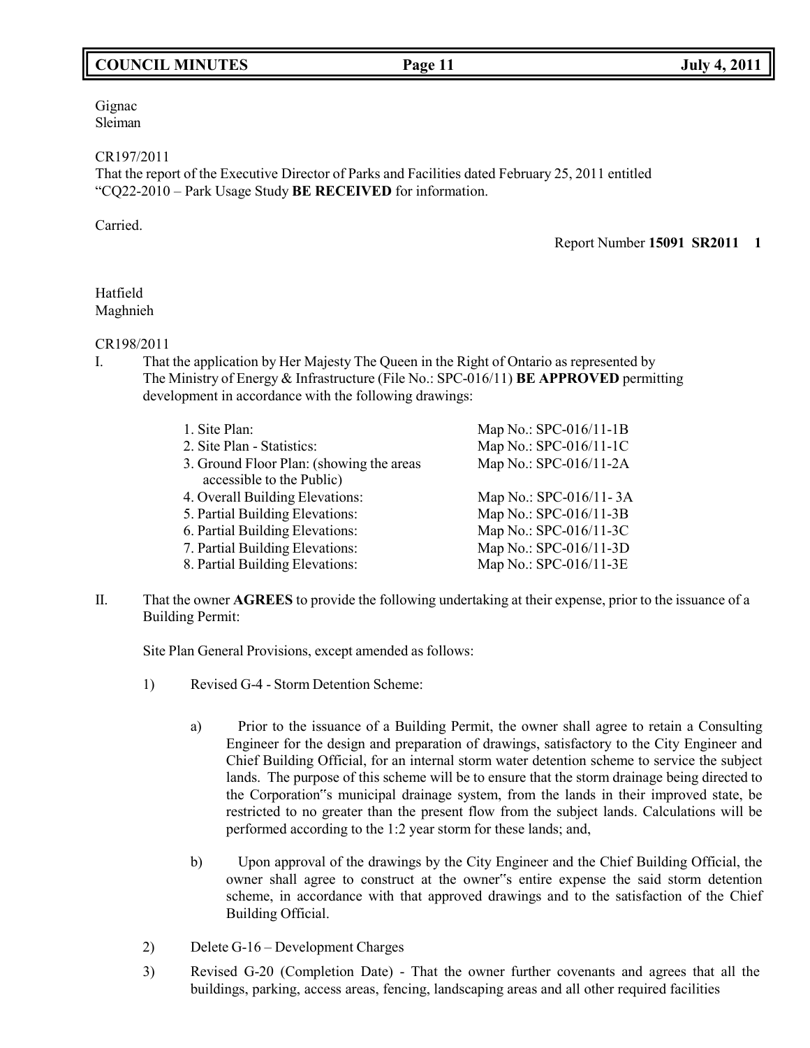Gignac
Sleiman

CR197/2011
That the report of the Executive Director of Parks and Facilities dated February 25, 2011 entitled "CQ22-2010 – Park Usage Study **BE RECEIVED** for information.

Carried.

Report Number **15091 SR2011 1**

Hatfield
Maghnieh

CR198/2011

I. That the application by Her Majesty The Queen in the Right of Ontario as represented by The Ministry of Energy & Infrastructure (File No.: SPC-016/11) **BE APPROVED** permitting development in accordance with the following drawings:

| | |
|---|---|
| 1. Site Plan: | Map No.: SPC-016/11-1B |
| 2. Site Plan - Statistics: | Map No.: SPC-016/11-1C |
| 3. Ground Floor Plan: (showing the areas accessible to the Public) | Map No.: SPC-016/11-2A |
| 4. Overall Building Elevations: | Map No.: SPC-016/11- 3A |
| 5. Partial Building Elevations: | Map No.: SPC-016/11-3B |
| 6. Partial Building Elevations: | Map No.: SPC-016/11-3C |
| 7. Partial Building Elevations: | Map No.: SPC-016/11-3D |
| 8. Partial Building Elevations: | Map No.: SPC-016/11-3E |

II. That the owner **AGREES** to provide the following undertaking at their expense, prior to the issuance of a Building Permit:

Site Plan General Provisions, except amended as follows:

1) Revised G-4 - Storm Detention Scheme:

   a) Prior to the issuance of a Building Permit, the owner shall agree to retain a Consulting Engineer for the design and preparation of drawings, satisfactory to the City Engineer and Chief Building Official, for an internal storm water detention scheme to service the subject lands. The purpose of this scheme will be to ensure that the storm drainage being directed to the Corporation"s municipal drainage system, from the lands in their improved state, be restricted to no greater than the present flow from the subject lands. Calculations will be performed according to the 1:2 year storm for these lands; and,

   b) Upon approval of the drawings by the City Engineer and the Chief Building Official, the owner shall agree to construct at the owner"s entire expense the said storm detention scheme, in accordance with that approved drawings and to the satisfaction of the Chief Building Official.

2) Delete G-16 – Development Charges

3) Revised G-20 (Completion Date) - That the owner further covenants and agrees that all the buildings, parking, access areas, fencing, landscaping areas and all other required facilities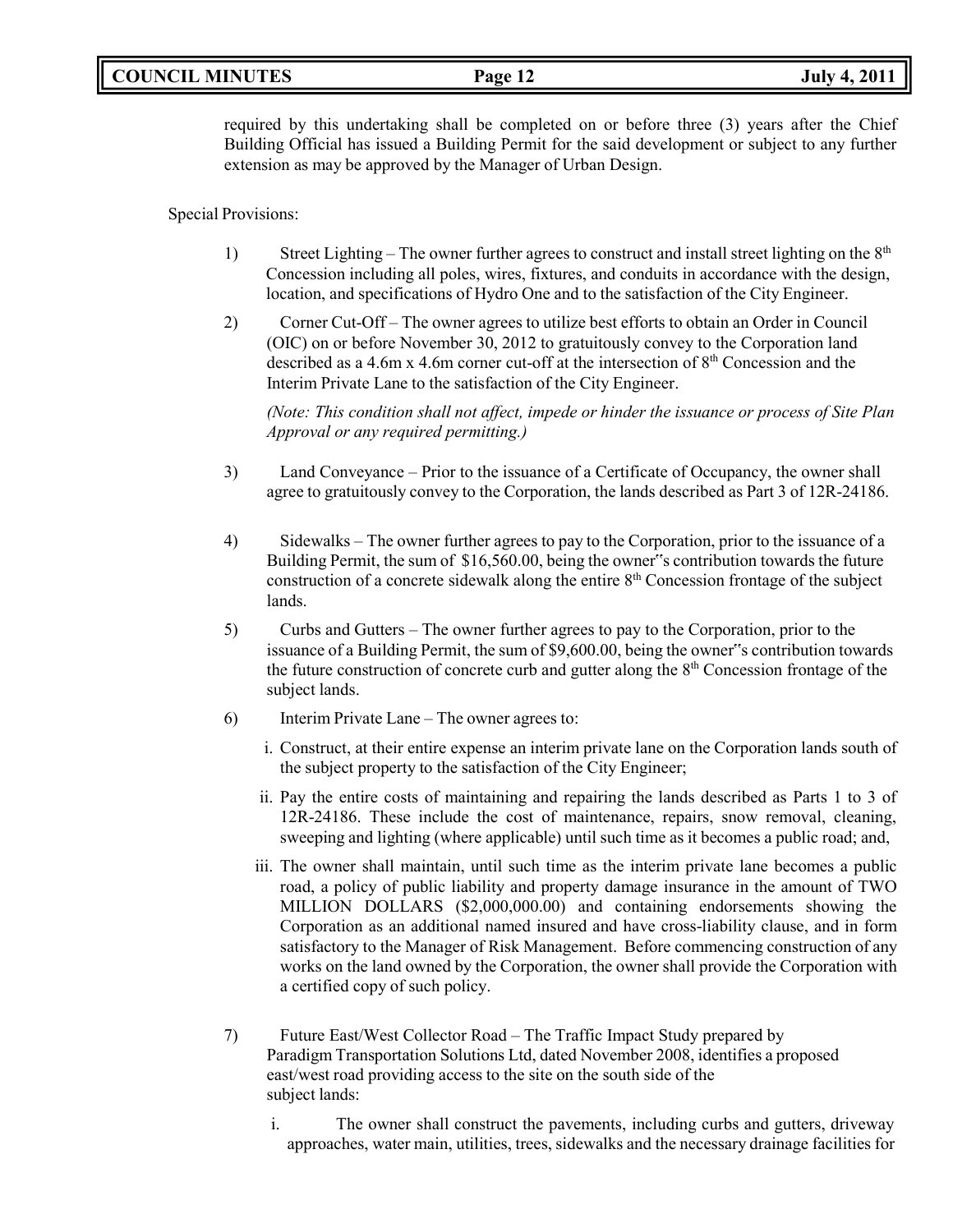required by this undertaking shall be completed on or before three (3) years after the Chief Building Official has issued a Building Permit for the said development or subject to any further extension as may be approved by the Manager of Urban Design.

Special Provisions:

1) Street Lighting – The owner further agrees to construct and install street lighting on the 8th Concession including all poles, wires, fixtures, and conduits in accordance with the design, location, and specifications of Hydro One and to the satisfaction of the City Engineer.

2) Corner Cut-Off – The owner agrees to utilize best efforts to obtain an Order in Council (OIC) on or before November 30, 2012 to gratuitously convey to the Corporation land described as a 4.6m x 4.6m corner cut-off at the intersection of 8th Concession and the Interim Private Lane to the satisfaction of the City Engineer.

   *(Note: This condition shall not affect, impede or hinder the issuance or process of Site Plan Approval or any required permitting.)*

3) Land Conveyance – Prior to the issuance of a Certificate of Occupancy, the owner shall agree to gratuitously convey to the Corporation, the lands described as Part 3 of 12R-24186.

4) Sidewalks – The owner further agrees to pay to the Corporation, prior to the issuance of a Building Permit, the sum of $16,560.00, being the owner"s contribution towards the future construction of a concrete sidewalk along the entire 8th Concession frontage of the subject lands.

5) Curbs and Gutters – The owner further agrees to pay to the Corporation, prior to the issuance of a Building Permit, the sum of $9,600.00, being the owner"s contribution towards the future construction of concrete curb and gutter along the 8th Concession frontage of the subject lands.

6) Interim Private Lane – The owner agrees to:

   i. Construct, at their entire expense an interim private lane on the Corporation lands south of the subject property to the satisfaction of the City Engineer;

   ii. Pay the entire costs of maintaining and repairing the lands described as Parts 1 to 3 of 12R-24186. These include the cost of maintenance, repairs, snow removal, cleaning, sweeping and lighting (where applicable) until such time as it becomes a public road; and,

   iii. The owner shall maintain, until such time as the interim private lane becomes a public road, a policy of public liability and property damage insurance in the amount of TWO MILLION DOLLARS ($2,000,000.00) and containing endorsements showing the Corporation as an additional named insured and have cross-liability clause, and in form satisfactory to the Manager of Risk Management. Before commencing construction of any works on the land owned by the Corporation, the owner shall provide the Corporation with a certified copy of such policy.

7) Future East/West Collector Road – The Traffic Impact Study prepared by Paradigm Transportation Solutions Ltd, dated November 2008, identifies a proposed east/west road providing access to the site on the south side of the subject lands:

   i. The owner shall construct the pavements, including curbs and gutters, driveway approaches, water main, utilities, trees, sidewalks and the necessary drainage facilities for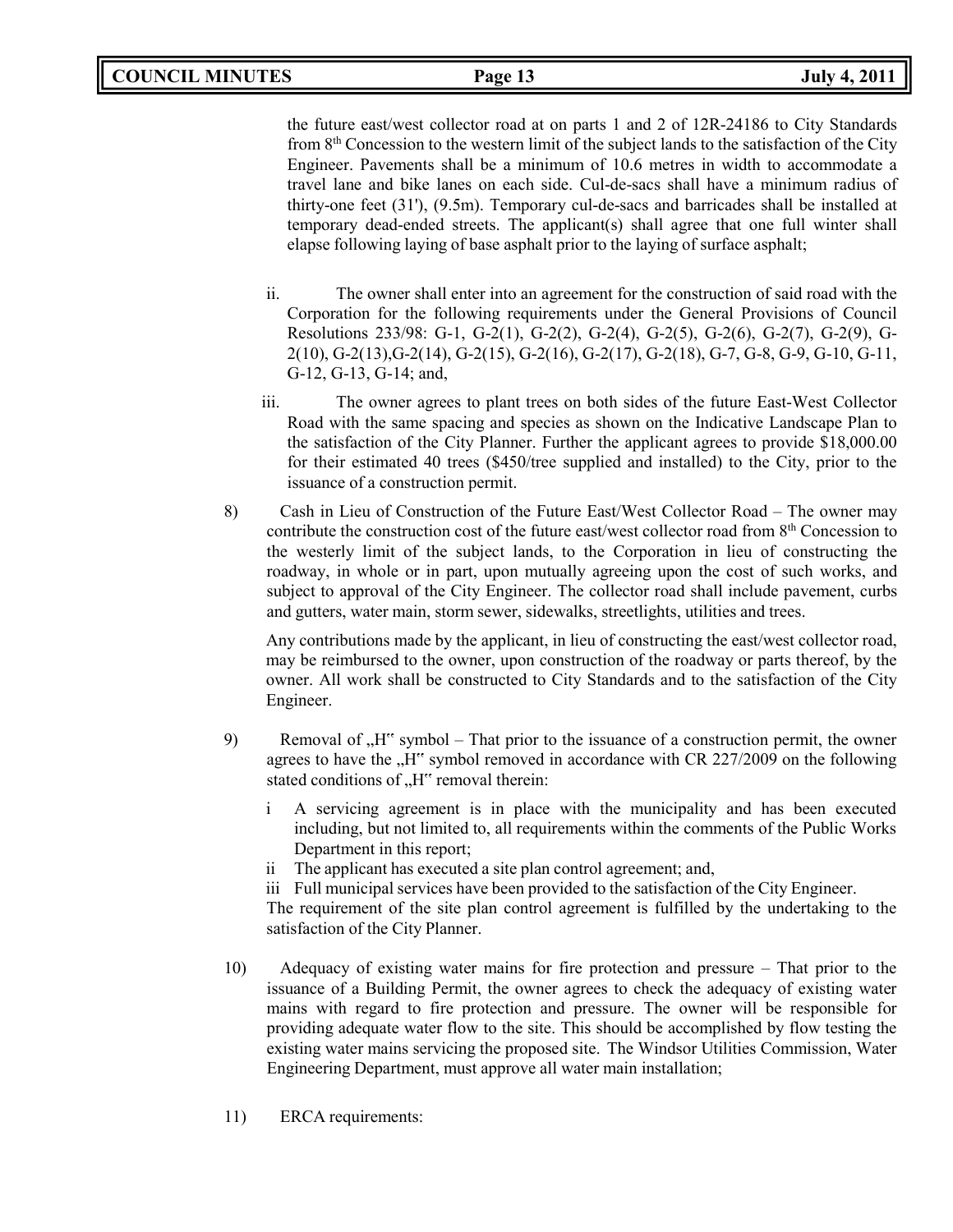the future east/west collector road at on parts 1 and 2 of 12R-24186 to City Standards from 8th Concession to the western limit of the subject lands to the satisfaction of the City Engineer. Pavements shall be a minimum of 10.6 metres in width to accommodate a travel lane and bike lanes on each side. Cul-de-sacs shall have a minimum radius of thirty-one feet (31'), (9.5m). Temporary cul-de-sacs and barricades shall be installed at temporary dead-ended streets. The applicant(s) shall agree that one full winter shall elapse following laying of base asphalt prior to the laying of surface asphalt;

ii. The owner shall enter into an agreement for the construction of said road with the Corporation for the following requirements under the General Provisions of Council Resolutions 233/98: G-1, G-2(1), G-2(2), G-2(4), G-2(5), G-2(6), G-2(7), G-2(9), G-2(10), G-2(13),G-2(14), G-2(15), G-2(16), G-2(17), G-2(18), G-7, G-8, G-9, G-10, G-11, G-12, G-13, G-14; and,

iii. The owner agrees to plant trees on both sides of the future East-West Collector Road with the same spacing and species as shown on the Indicative Landscape Plan to the satisfaction of the City Planner. Further the applicant agrees to provide $18,000.00 for their estimated 40 trees ($450/tree supplied and installed) to the City, prior to the issuance of a construction permit.

8) Cash in Lieu of Construction of the Future East/West Collector Road – The owner may contribute the construction cost of the future east/west collector road from 8th Concession to the westerly limit of the subject lands, to the Corporation in lieu of constructing the roadway, in whole or in part, upon mutually agreeing upon the cost of such works, and subject to approval of the City Engineer. The collector road shall include pavement, curbs and gutters, water main, storm sewer, sidewalks, streetlights, utilities and trees.

Any contributions made by the applicant, in lieu of constructing the east/west collector road, may be reimbursed to the owner, upon construction of the roadway or parts thereof, by the owner. All work shall be constructed to City Standards and to the satisfaction of the City Engineer.

9) Removal of „H" symbol – That prior to the issuance of a construction permit, the owner agrees to have the „H" symbol removed in accordance with CR 227/2009 on the following stated conditions of „H" removal therein:

i A servicing agreement is in place with the municipality and has been executed including, but not limited to, all requirements within the comments of the Public Works Department in this report;

ii The applicant has executed a site plan control agreement; and,

iii Full municipal services have been provided to the satisfaction of the City Engineer.

The requirement of the site plan control agreement is fulfilled by the undertaking to the satisfaction of the City Planner.

10) Adequacy of existing water mains for fire protection and pressure – That prior to the issuance of a Building Permit, the owner agrees to check the adequacy of existing water mains with regard to fire protection and pressure. The owner will be responsible for providing adequate water flow to the site. This should be accomplished by flow testing the existing water mains servicing the proposed site. The Windsor Utilities Commission, Water Engineering Department, must approve all water main installation;

11) ERCA requirements: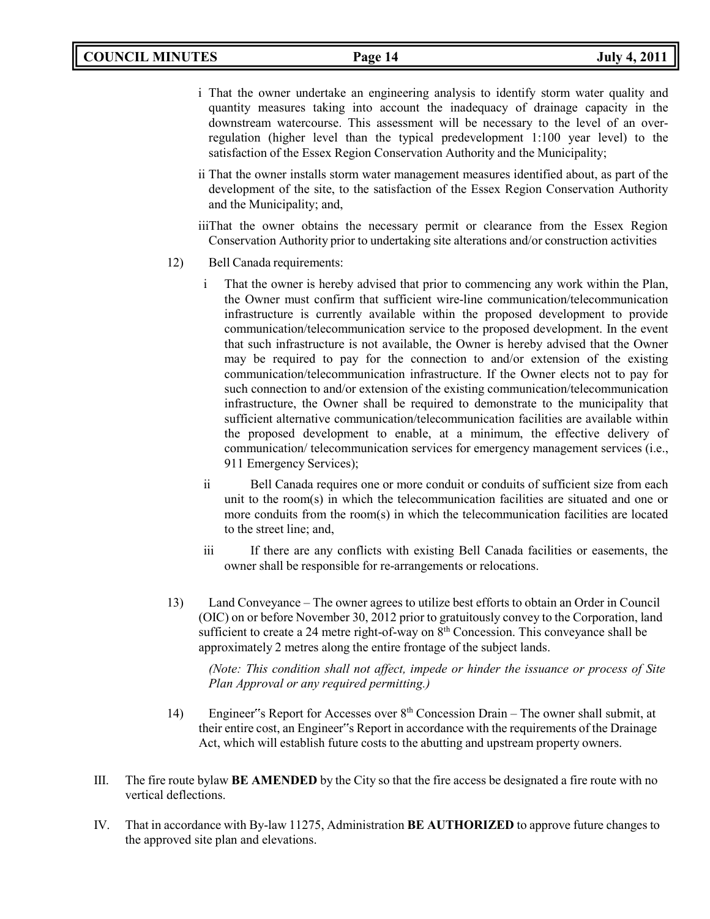i That the owner undertake an engineering analysis to identify storm water quality and quantity measures taking into account the inadequacy of drainage capacity in the downstream watercourse. This assessment will be necessary to the level of an over-regulation (higher level than the typical predevelopment 1:100 year level) to the satisfaction of the Essex Region Conservation Authority and the Municipality;

ii That the owner installs storm water management measures identified about, as part of the development of the site, to the satisfaction of the Essex Region Conservation Authority and the Municipality; and,

iiiThat the owner obtains the necessary permit or clearance from the Essex Region Conservation Authority prior to undertaking site alterations and/or construction activities

12) Bell Canada requirements:

i That the owner is hereby advised that prior to commencing any work within the Plan, the Owner must confirm that sufficient wire-line communication/telecommunication infrastructure is currently available within the proposed development to provide communication/telecommunication service to the proposed development. In the event that such infrastructure is not available, the Owner is hereby advised that the Owner may be required to pay for the connection to and/or extension of the existing communication/telecommunication infrastructure. If the Owner elects not to pay for such connection to and/or extension of the existing communication/telecommunication infrastructure, the Owner shall be required to demonstrate to the municipality that sufficient alternative communication/telecommunication facilities are available within the proposed development to enable, at a minimum, the effective delivery of communication/ telecommunication services for emergency management services (i.e., 911 Emergency Services);

ii Bell Canada requires one or more conduit or conduits of sufficient size from each unit to the room(s) in which the telecommunication facilities are situated and one or more conduits from the room(s) in which the telecommunication facilities are located to the street line; and,

iii If there are any conflicts with existing Bell Canada facilities or easements, the owner shall be responsible for re-arrangements or relocations.

13) Land Conveyance – The owner agrees to utilize best efforts to obtain an Order in Council (OIC) on or before November 30, 2012 prior to gratuitously convey to the Corporation, land sufficient to create a 24 metre right-of-way on 8th Concession. This conveyance shall be approximately 2 metres along the entire frontage of the subject lands.

*(Note: This condition shall not affect, impede or hinder the issuance or process of Site Plan Approval or any required permitting.)*

14) Engineer"s Report for Accesses over 8th Concession Drain – The owner shall submit, at their entire cost, an Engineer"s Report in accordance with the requirements of the Drainage Act, which will establish future costs to the abutting and upstream property owners.

III. The fire route bylaw **BE AMENDED** by the City so that the fire access be designated a fire route with no vertical deflections.

IV. That in accordance with By-law 11275, Administration **BE AUTHORIZED** to approve future changes to the approved site plan and elevations.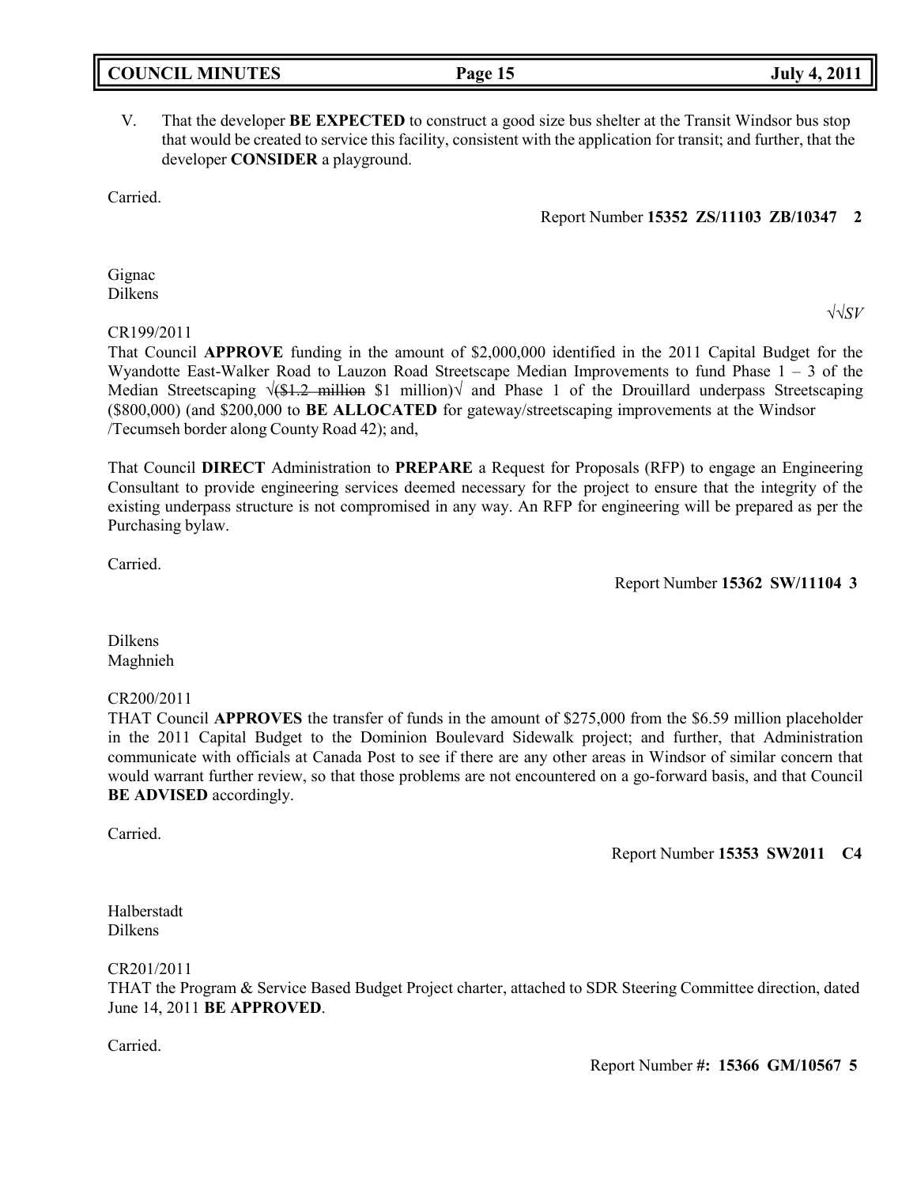V. That the developer **BE EXPECTED** to construct a good size bus shelter at the Transit Windsor bus stop that would be created to service this facility, consistent with the application for transit; and further, that the developer **CONSIDER** a playground.

Carried.

Report Number **15352 ZS/11103 ZB/10347 2**

Gignac
Dilkens

√√*SV*

CR199/2011
That Council **APPROVE** funding in the amount of $2,000,000 identified in the 2011 Capital Budget for the Wyandotte East-Walker Road to Lauzon Road Streetscape Median Improvements to fund Phase 1 – 3 of the Median Streetscaping √(~~$1.2 million~~ $1 million)√ and Phase 1 of the Drouillard underpass Streetscaping ($800,000) (and $200,000 to **BE ALLOCATED** for gateway/streetscaping improvements at the Windsor /Tecumseh border along County Road 42); and,

That Council **DIRECT** Administration to **PREPARE** a Request for Proposals (RFP) to engage an Engineering Consultant to provide engineering services deemed necessary for the project to ensure that the integrity of the existing underpass structure is not compromised in any way. An RFP for engineering will be prepared as per the Purchasing bylaw.

Carried.

Report Number **15362 SW/11104 3**

Dilkens
Maghnieh

CR200/2011
THAT Council **APPROVES** the transfer of funds in the amount of $275,000 from the $6.59 million placeholder in the 2011 Capital Budget to the Dominion Boulevard Sidewalk project; and further, that Administration communicate with officials at Canada Post to see if there are any other areas in Windsor of similar concern that would warrant further review, so that those problems are not encountered on a go-forward basis, and that Council **BE ADVISED** accordingly.

Carried.

Report Number **15353 SW2011 C4**

Halberstadt
Dilkens

CR201/2011
THAT the Program & Service Based Budget Project charter, attached to SDR Steering Committee direction, dated June 14, 2011 **BE APPROVED**.

Carried.

Report Number **#: 15366 GM/10567 5**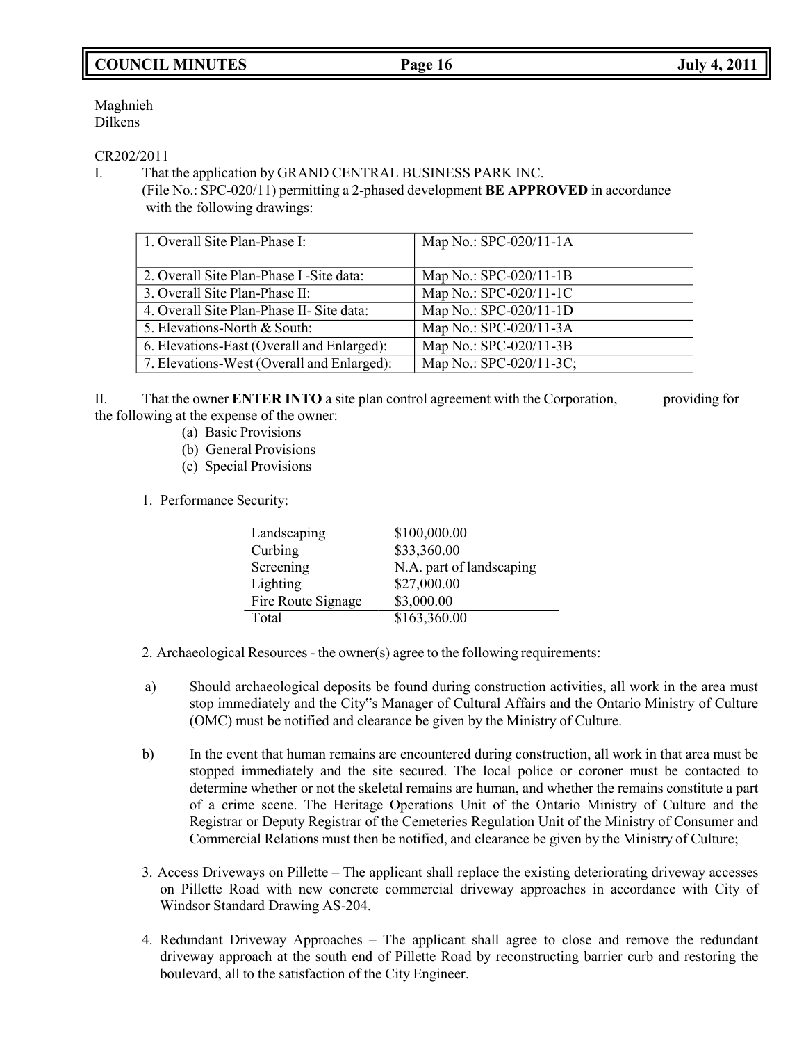Maghnieh
Dilkens

CR202/2011

I. That the application by GRAND CENTRAL BUSINESS PARK INC. (File No.: SPC-020/11) permitting a 2-phased development **BE APPROVED** in accordance with the following drawings:

| | |
|---|---|
| 1. Overall Site Plan-Phase I: | Map No.: SPC-020/11-1A |
| 2. Overall Site Plan-Phase I -Site data: | Map No.: SPC-020/11-1B |
| 3. Overall Site Plan-Phase II: | Map No.: SPC-020/11-1C |
| 4. Overall Site Plan-Phase II- Site data: | Map No.: SPC-020/11-1D |
| 5. Elevations-North & South: | Map No.: SPC-020/11-3A |
| 6. Elevations-East (Overall and Enlarged): | Map No.: SPC-020/11-3B |
| 7. Elevations-West (Overall and Enlarged): | Map No.: SPC-020/11-3C; |

II. That the owner **ENTER INTO** a site plan control agreement with the Corporation, providing for the following at the expense of the owner:

(a) Basic Provisions
(b) General Provisions
(c) Special Provisions

1. Performance Security:

| | |
|---|---|
| Landscaping | $100,000.00 |
| Curbing | $33,360.00 |
| Screening | N.A. part of landscaping |
| Lighting | $27,000.00 |
| Fire Route Signage | $3,000.00 |
| Total | $163,360.00 |

2. Archaeological Resources - the owner(s) agree to the following requirements:

a) Should archaeological deposits be found during construction activities, all work in the area must stop immediately and the City"s Manager of Cultural Affairs and the Ontario Ministry of Culture (OMC) must be notified and clearance be given by the Ministry of Culture.

b) In the event that human remains are encountered during construction, all work in that area must be stopped immediately and the site secured. The local police or coroner must be contacted to determine whether or not the skeletal remains are human, and whether the remains constitute a part of a crime scene. The Heritage Operations Unit of the Ontario Ministry of Culture and the Registrar or Deputy Registrar of the Cemeteries Regulation Unit of the Ministry of Consumer and Commercial Relations must then be notified, and clearance be given by the Ministry of Culture;

3. Access Driveways on Pillette – The applicant shall replace the existing deteriorating driveway accesses on Pillette Road with new concrete commercial driveway approaches in accordance with City of Windsor Standard Drawing AS-204.

4. Redundant Driveway Approaches – The applicant shall agree to close and remove the redundant driveway approach at the south end of Pillette Road by reconstructing barrier curb and restoring the boulevard, all to the satisfaction of the City Engineer.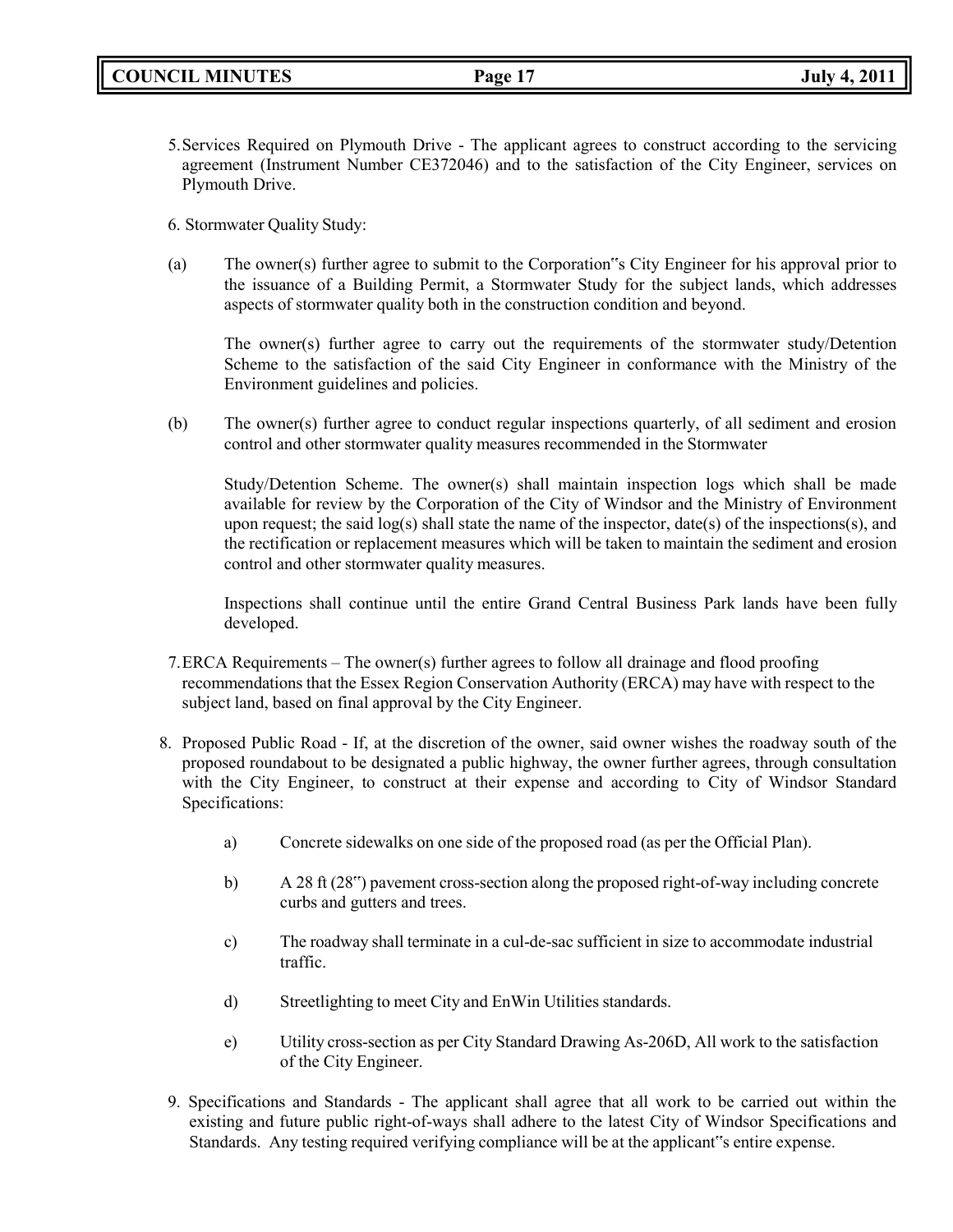5. Services Required on Plymouth Drive - The applicant agrees to construct according to the servicing agreement (Instrument Number CE372046) and to the satisfaction of the City Engineer, services on Plymouth Drive.

6. Stormwater Quality Study:

(a) The owner(s) further agree to submit to the Corporation"s City Engineer for his approval prior to the issuance of a Building Permit, a Stormwater Study for the subject lands, which addresses aspects of stormwater quality both in the construction condition and beyond.

The owner(s) further agree to carry out the requirements of the stormwater study/Detention Scheme to the satisfaction of the said City Engineer in conformance with the Ministry of the Environment guidelines and policies.

(b) The owner(s) further agree to conduct regular inspections quarterly, of all sediment and erosion control and other stormwater quality measures recommended in the Stormwater

Study/Detention Scheme. The owner(s) shall maintain inspection logs which shall be made available for review by the Corporation of the City of Windsor and the Ministry of Environment upon request; the said log(s) shall state the name of the inspector, date(s) of the inspections(s), and the rectification or replacement measures which will be taken to maintain the sediment and erosion control and other stormwater quality measures.

Inspections shall continue until the entire Grand Central Business Park lands have been fully developed.

7. ERCA Requirements – The owner(s) further agrees to follow all drainage and flood proofing recommendations that the Essex Region Conservation Authority (ERCA) may have with respect to the subject land, based on final approval by the City Engineer.

8. Proposed Public Road - If, at the discretion of the owner, said owner wishes the roadway south of the proposed roundabout to be designated a public highway, the owner further agrees, through consultation with the City Engineer, to construct at their expense and according to City of Windsor Standard Specifications:

   a) Concrete sidewalks on one side of the proposed road (as per the Official Plan).

   b) A 28 ft (28") pavement cross-section along the proposed right-of-way including concrete curbs and gutters and trees.

   c) The roadway shall terminate in a cul-de-sac sufficient in size to accommodate industrial traffic.

   d) Streetlighting to meet City and EnWin Utilities standards.

   e) Utility cross-section as per City Standard Drawing As-206D, All work to the satisfaction of the City Engineer.

9. Specifications and Standards - The applicant shall agree that all work to be carried out within the existing and future public right-of-ways shall adhere to the latest City of Windsor Specifications and Standards. Any testing required verifying compliance will be at the applicant"s entire expense.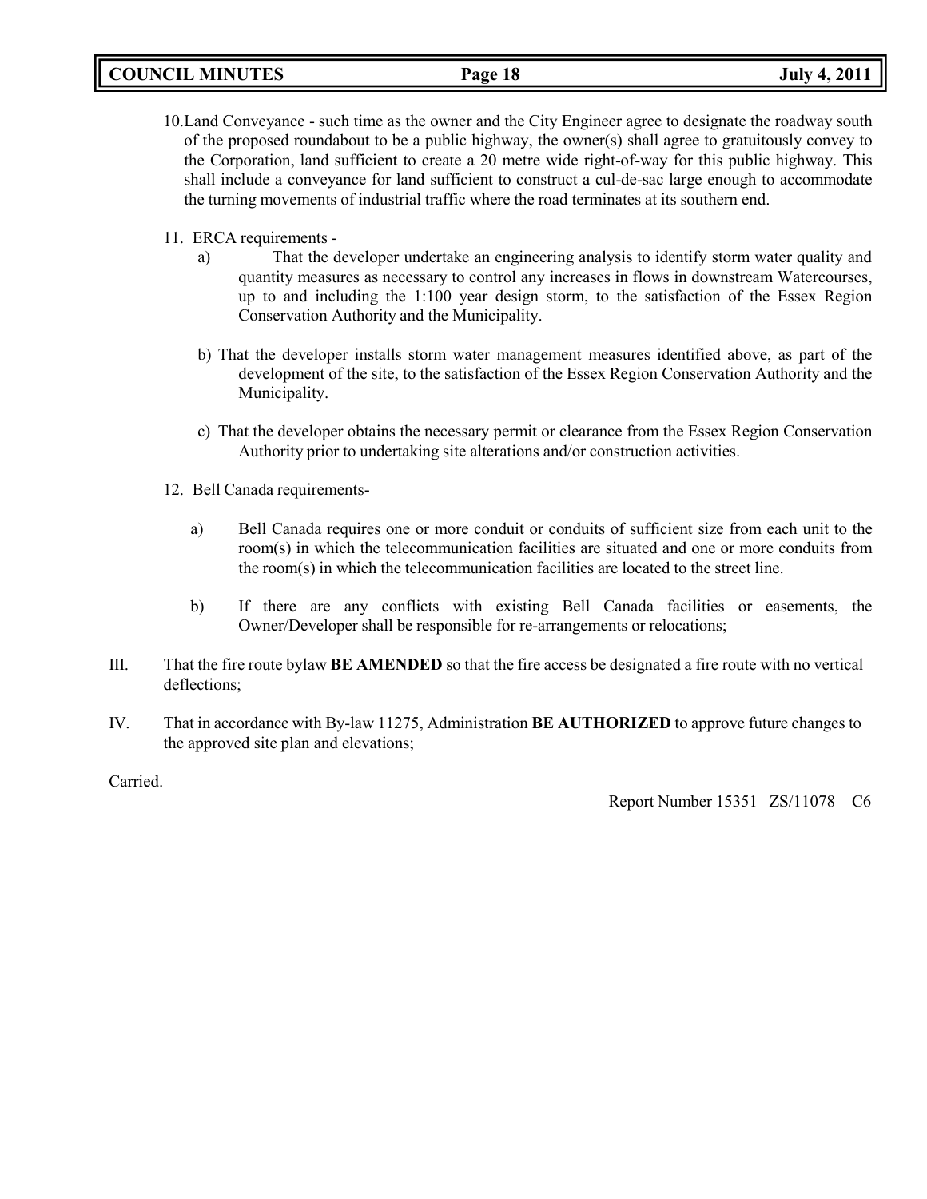10. Land Conveyance - such time as the owner and the City Engineer agree to designate the roadway south of the proposed roundabout to be a public highway, the owner(s) shall agree to gratuitously convey to the Corporation, land sufficient to create a 20 metre wide right-of-way for this public highway. This shall include a conveyance for land sufficient to construct a cul-de-sac large enough to accommodate the turning movements of industrial traffic where the road terminates at its southern end.

11. ERCA requirements -
    - a) That the developer undertake an engineering analysis to identify storm water quality and quantity measures as necessary to control any increases in flows in downstream Watercourses, up to and including the 1:100 year design storm, to the satisfaction of the Essex Region Conservation Authority and the Municipality.
    - b) That the developer installs storm water management measures identified above, as part of the development of the site, to the satisfaction of the Essex Region Conservation Authority and the Municipality.
    - c) That the developer obtains the necessary permit or clearance from the Essex Region Conservation Authority prior to undertaking site alterations and/or construction activities.

12. Bell Canada requirements-
    - a) Bell Canada requires one or more conduit or conduits of sufficient size from each unit to the room(s) in which the telecommunication facilities are situated and one or more conduits from the room(s) in which the telecommunication facilities are located to the street line.
    - b) If there are any conflicts with existing Bell Canada facilities or easements, the Owner/Developer shall be responsible for re-arrangements or relocations;

III. That the fire route bylaw **BE AMENDED** so that the fire access be designated a fire route with no vertical deflections;

IV. That in accordance with By-law 11275, Administration **BE AUTHORIZED** to approve future changes to the approved site plan and elevations;

Carried.

Report Number 15351 ZS/11078 C6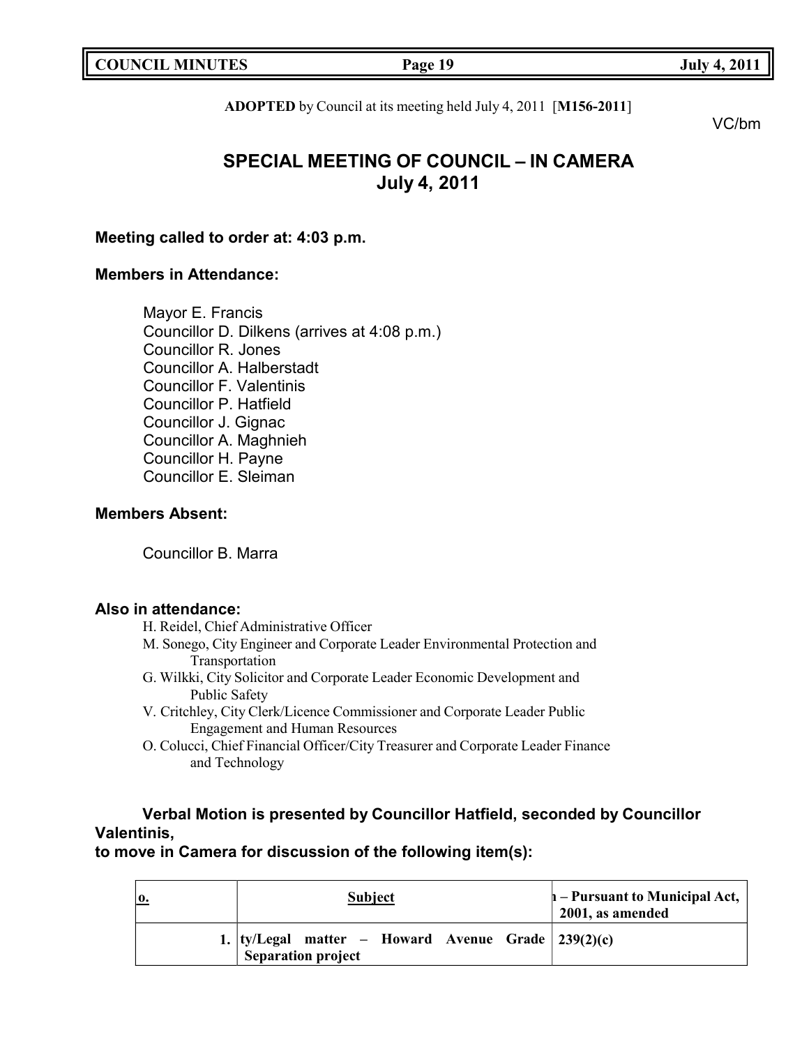**ADOPTED** by Council at its meeting held July 4, 2011 [**M156-2011**]

VC/bm

# SPECIAL MEETING OF COUNCIL – IN CAMERA
## July 4, 2011

**Meeting called to order at: 4:03 p.m.**

**Members in Attendance:**

Mayor E. Francis
Councillor D. Dilkens (arrives at 4:08 p.m.)
Councillor R. Jones
Councillor A. Halberstadt
Councillor F. Valentinis
Councillor P. Hatfield
Councillor J. Gignac
Councillor A. Maghnieh
Councillor H. Payne
Councillor E. Sleiman

**Members Absent:**

Councillor B. Marra

**Also in attendance:**

H. Reidel, Chief Administrative Officer
M. Sonego, City Engineer and Corporate Leader Environmental Protection and Transportation
G. Wilkki, City Solicitor and Corporate Leader Economic Development and Public Safety
V. Critchley, City Clerk/Licence Commissioner and Corporate Leader Public Engagement and Human Resources
O. Colucci, Chief Financial Officer/City Treasurer and Corporate Leader Finance and Technology

**Verbal Motion is presented by Councillor Hatfield, seconded by Councillor Valentinis, to move in Camera for discussion of the following item(s):**

| o. | Subject | ı – Pursuant to Municipal Act, 2001, as amended |
|---|---|---|
| 1. | ty/Legal matter – Howard Avenue Grade Separation project | 239(2)(c) |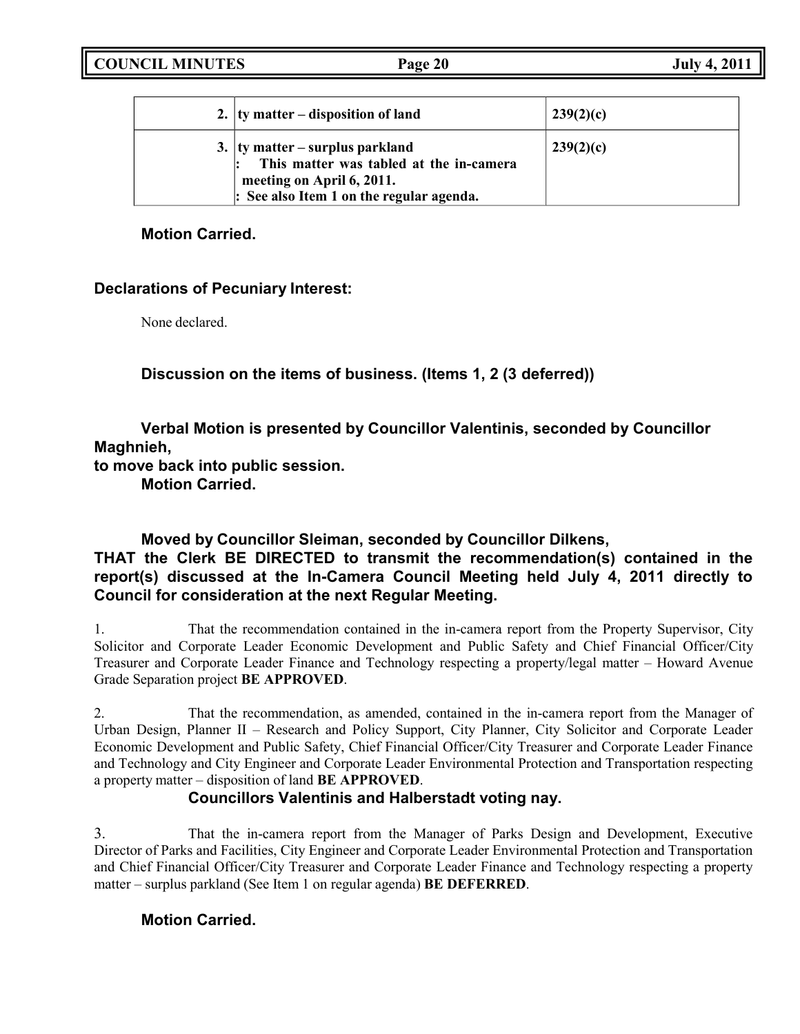| | | |
|---|---|---|
| **2.** | **ty matter – disposition of land** | **239(2)(c)** |
| **3.** | **ty matter – surplus parkland**<br>**: This matter was tabled at the in-camera meeting on April 6, 2011.**<br>**: See also Item 1 on the regular agenda.** | **239(2)(c)** |

**Motion Carried.**

**Declarations of Pecuniary Interest:**

None declared.

**Discussion on the items of business. (Items 1, 2 (3 deferred))**

**Verbal Motion is presented by Councillor Valentinis, seconded by Councillor Maghnieh, to move back into public session.**
**Motion Carried.**

**Moved by Councillor Sleiman, seconded by Councillor Dilkens,**
**THAT the Clerk BE DIRECTED to transmit the recommendation(s) contained in the report(s) discussed at the In-Camera Council Meeting held July 4, 2011 directly to Council for consideration at the next Regular Meeting.**

1. That the recommendation contained in the in-camera report from the Property Supervisor, City Solicitor and Corporate Leader Economic Development and Public Safety and Chief Financial Officer/City Treasurer and Corporate Leader Finance and Technology respecting a property/legal matter – Howard Avenue Grade Separation project **BE APPROVED**.

2. That the recommendation, as amended, contained in the in-camera report from the Manager of Urban Design, Planner II – Research and Policy Support, City Planner, City Solicitor and Corporate Leader Economic Development and Public Safety, Chief Financial Officer/City Treasurer and Corporate Leader Finance and Technology and City Engineer and Corporate Leader Environmental Protection and Transportation respecting a property matter – disposition of land **BE APPROVED**.
**Councillors Valentinis and Halberstadt voting nay.**

3. That the in-camera report from the Manager of Parks Design and Development, Executive Director of Parks and Facilities, City Engineer and Corporate Leader Environmental Protection and Transportation and Chief Financial Officer/City Treasurer and Corporate Leader Finance and Technology respecting a property matter – surplus parkland (See Item 1 on regular agenda) **BE DEFERRED**.

**Motion Carried.**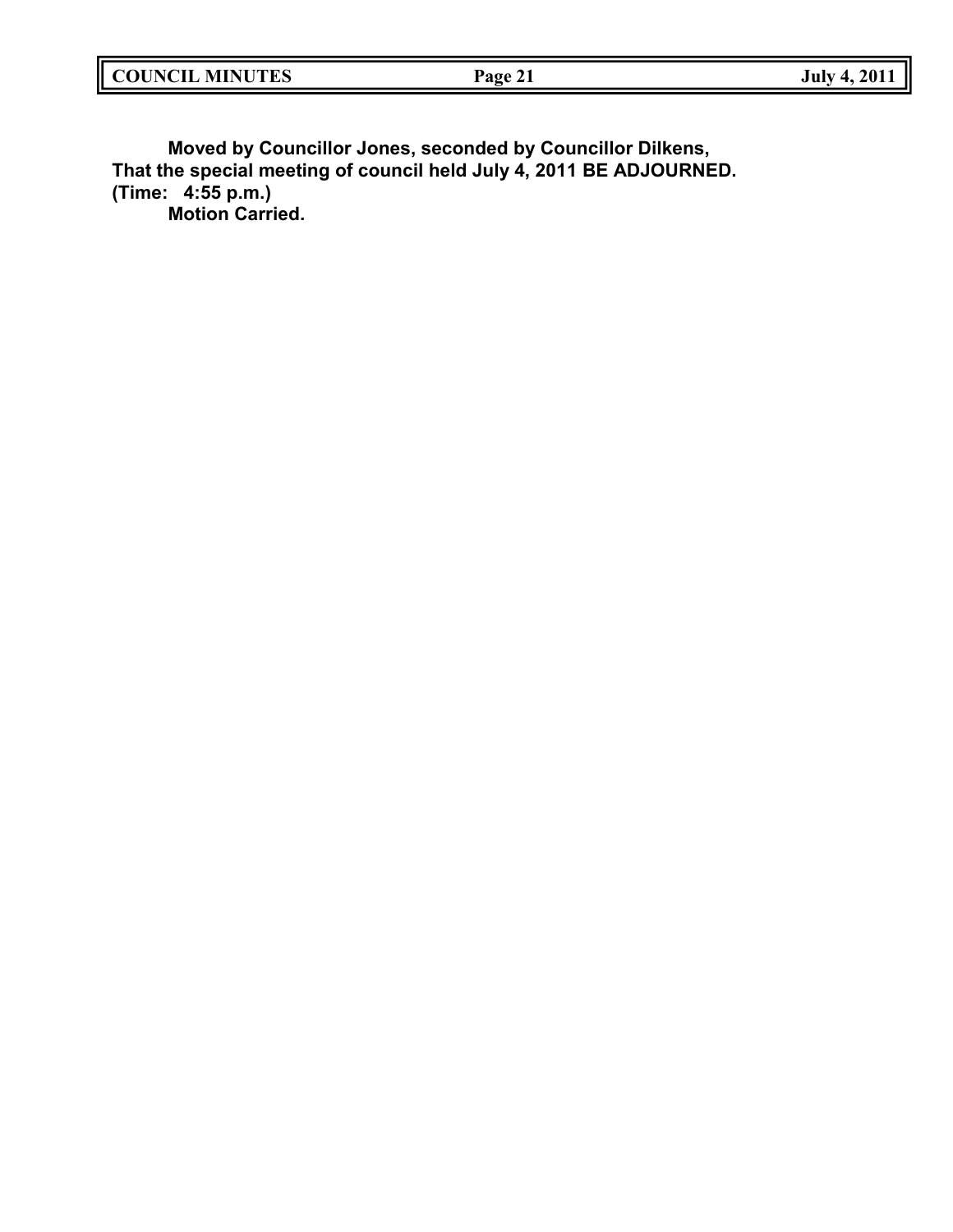**Moved by Councillor Jones, seconded by Councillor Dilkens,**
**That the special meeting of council held July 4, 2011 BE ADJOURNED.**
**(Time: 4:55 p.m.)**
**Motion Carried.**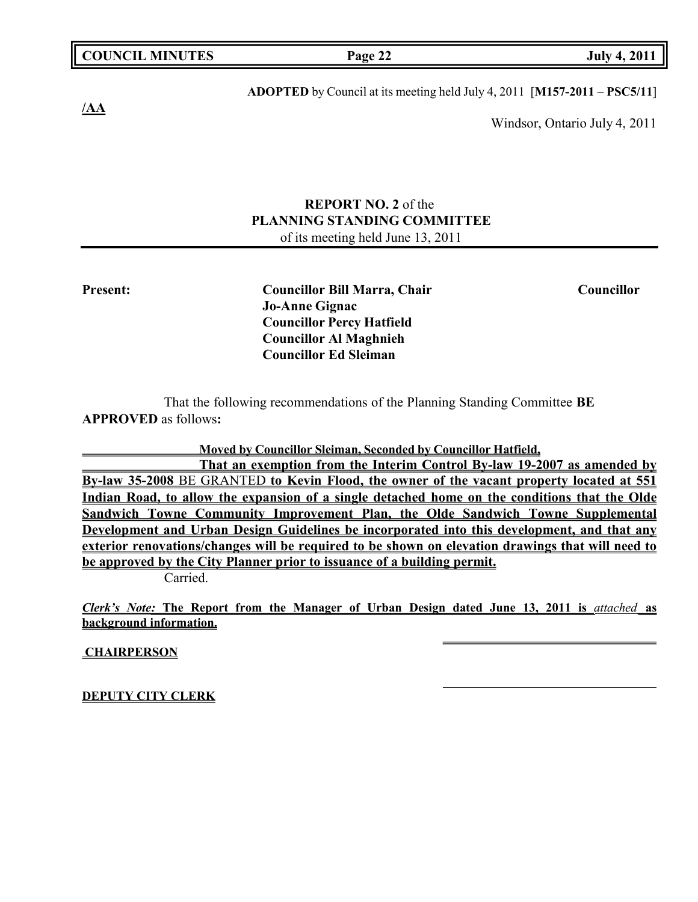**ADOPTED** by Council at its meeting held July 4, 2011 [**M157-2011 – PSC5/11**]

**/AA**

Windsor, Ontario July 4, 2011

**REPORT NO. 2** of the
**PLANNING STANDING COMMITTEE**
of its meeting held June 13, 2011

**Present:**

**Councillor Bill Marra, Chair**
**Councillor Jo-Anne Gignac**
**Councillor Percy Hatfield**
**Councillor Al Maghnieh**
**Councillor Ed Sleiman**

That the following recommendations of the Planning Standing Committee **BE APPROVED** as follows**:**

**Moved by Councillor Sleiman, Seconded by Councillor Hatfield,**

**That an exemption from the Interim Control By-law 19-2007 as amended by By-law 35-2008** BE GRANTED **to Kevin Flood, the owner of the vacant property located at 551 Indian Road, to allow the expansion of a single detached home on the conditions that the Olde Sandwich Towne Community Improvement Plan, the Olde Sandwich Towne Supplemental Development and Urban Design Guidelines be incorporated into this development, and that any exterior renovations/changes will be required to be shown on elevation drawings that will need to be approved by the City Planner prior to issuance of a building permit.**

Carried.

***Clerk's Note:*** **The Report from the Manager of Urban Design dated June 13, 2011 is** *attached* **as background information.**

**CHAIRPERSON**

**DEPUTY CITY CLERK**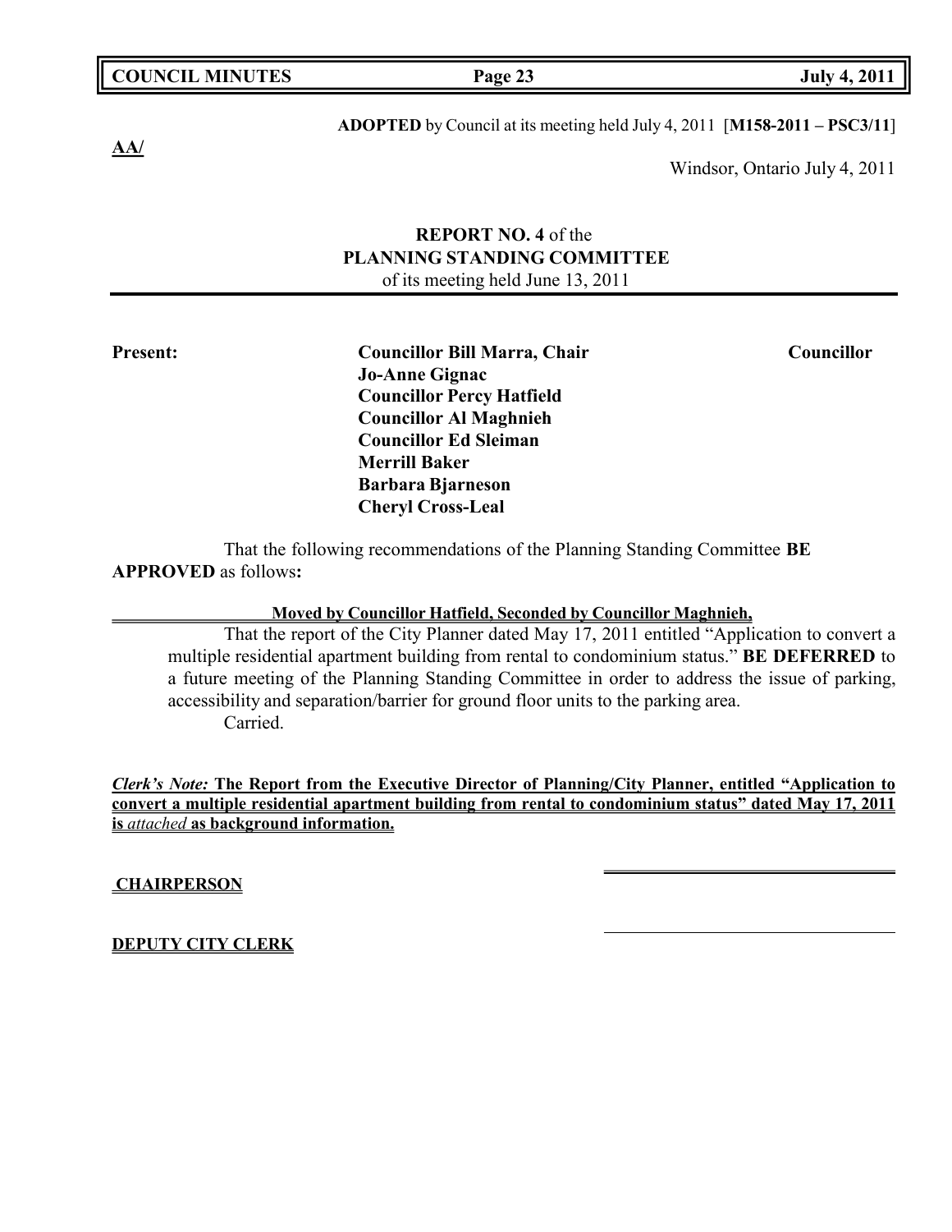**ADOPTED** by Council at its meeting held July 4, 2011 [**M158-2011 – PSC3/11**]

**AA/**

Windsor, Ontario July 4, 2011

**REPORT NO. 4** of the
**PLANNING STANDING COMMITTEE**
of its meeting held June 13, 2011

**Present:**
**Councillor Bill Marra, Chair**
**Councillor Jo-Anne Gignac**
**Councillor Percy Hatfield**
**Councillor Al Maghnieh**
**Councillor Ed Sleiman**
**Merrill Baker**
**Barbara Bjarneson**
**Cheryl Cross-Leal**

That the following recommendations of the Planning Standing Committee **BE APPROVED** as follows**:**

**Moved by Councillor Hatfield, Seconded by Councillor Maghnieh,**

That the report of the City Planner dated May 17, 2011 entitled "Application to convert a multiple residential apartment building from rental to condominium status." **BE DEFERRED** to a future meeting of the Planning Standing Committee in order to address the issue of parking, accessibility and separation/barrier for ground floor units to the parking area.

Carried.

***Clerk's Note:*** **The Report from the Executive Director of Planning/City Planner, entitled "Application to convert a multiple residential apartment building from rental to condominium status" dated May 17, 2011 is *attached* as background information.**

**CHAIRPERSON**

**DEPUTY CITY CLERK**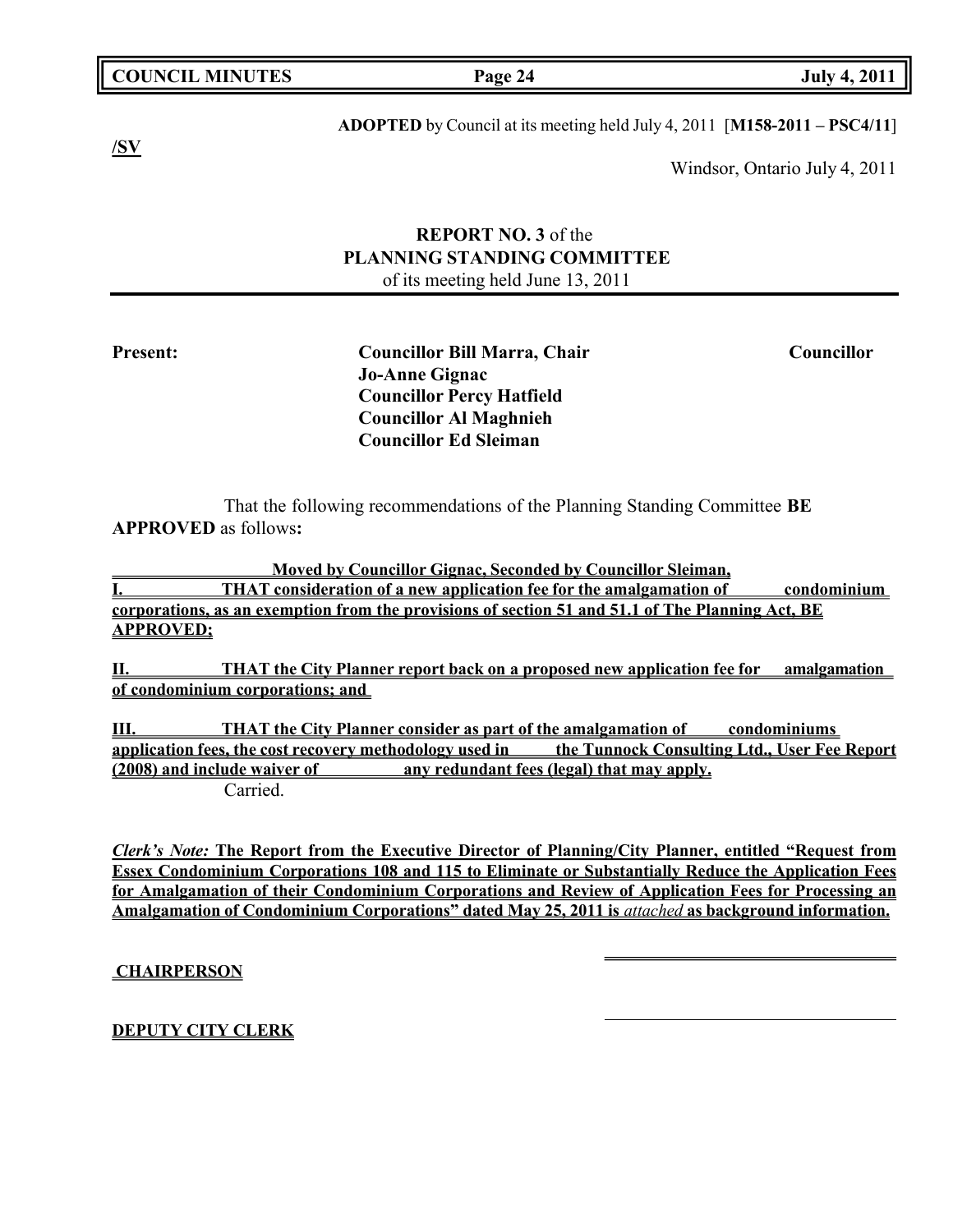**ADOPTED** by Council at its meeting held July 4, 2011 [**M158-2011 – PSC4/11**]

**/SV**

Windsor, Ontario July 4, 2011

**REPORT NO. 3** of the
**PLANNING STANDING COMMITTEE**
of its meeting held June 13, 2011

**Present:** **Councillor Bill Marra, Chair**
**Councillor Jo-Anne Gignac**
**Councillor Percy Hatfield**
**Councillor Al Maghnieh**
**Councillor Ed Sleiman**

That the following recommendations of the Planning Standing Committee **BE APPROVED** as follows**:**

**Moved by Councillor Gignac, Seconded by Councillor Sleiman,**

**I. THAT consideration of a new application fee for the amalgamation of condominium corporations, as an exemption from the provisions of section 51 and 51.1 of The Planning Act, BE APPROVED;**

**II. THAT the City Planner report back on a proposed new application fee for amalgamation of condominium corporations; and**

**III. THAT the City Planner consider as part of the amalgamation of condominiums application fees, the cost recovery methodology used in the Tunnock Consulting Ltd., User Fee Report (2008) and include waiver of any redundant fees (legal) that may apply.**

Carried.

***Clerk's Note:*** **The Report from the Executive Director of Planning/City Planner, entitled "Request from Essex Condominium Corporations 108 and 115 to Eliminate or Substantially Reduce the Application Fees for Amalgamation of their Condominium Corporations and Review of Application Fees for Processing an Amalgamation of Condominium Corporations" dated May 25, 2011 is** ***attached*** **as background information.**

**CHAIRPERSON**

**DEPUTY CITY CLERK**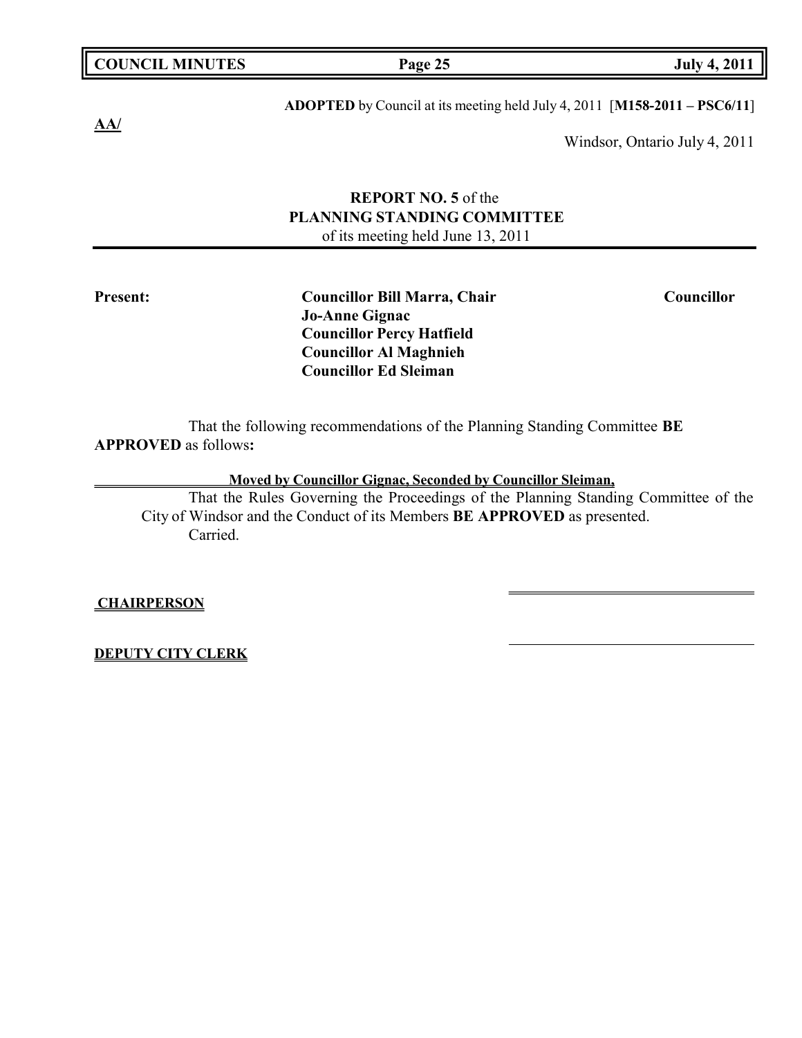**ADOPTED** by Council at its meeting held July 4, 2011 [**M158-2011 – PSC6/11**]

**AA/**

Windsor, Ontario July 4, 2011

**REPORT NO. 5** of the
**PLANNING STANDING COMMITTEE**
of its meeting held June 13, 2011

**Present:** **Councillor Bill Marra, Chair**
**Councillor Jo-Anne Gignac**
**Councillor Percy Hatfield**
**Councillor Al Maghnieh**
**Councillor Ed Sleiman**

That the following recommendations of the Planning Standing Committee **BE APPROVED** as follows**:**

**Moved by Councillor Gignac, Seconded by Councillor Sleiman,**

That the Rules Governing the Proceedings of the Planning Standing Committee of the City of Windsor and the Conduct of its Members **BE APPROVED** as presented.
Carried.

**CHAIRPERSON**

**DEPUTY CITY CLERK**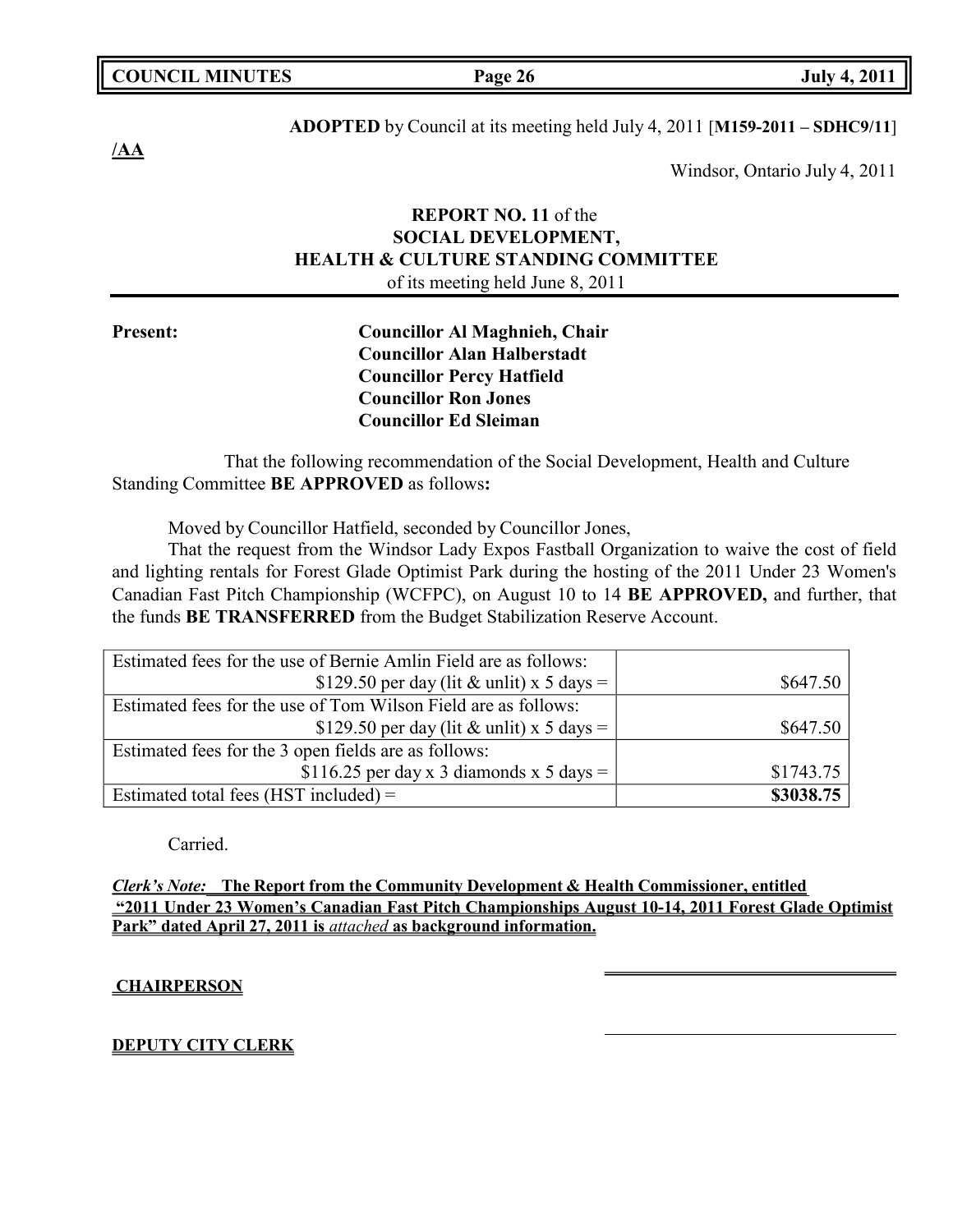**ADOPTED** by Council at its meeting held July 4, 2011 [**M159-2011 – SDHC9/11**]

**/AA**

Windsor, Ontario July 4, 2011

**REPORT NO. 11** of the
**SOCIAL DEVELOPMENT,**
**HEALTH & CULTURE STANDING COMMITTEE**
of its meeting held June 8, 2011

**Present:**

**Councillor Al Maghnieh, Chair**
**Councillor Alan Halberstadt**
**Councillor Percy Hatfield**
**Councillor Ron Jones**
**Councillor Ed Sleiman**

That the following recommendation of the Social Development, Health and Culture Standing Committee **BE APPROVED** as follows**:**

Moved by Councillor Hatfield, seconded by Councillor Jones,

That the request from the Windsor Lady Expos Fastball Organization to waive the cost of field and lighting rentals for Forest Glade Optimist Park during the hosting of the 2011 Under 23 Women's Canadian Fast Pitch Championship (WCFPC), on August 10 to 14 **BE APPROVED,** and further, that the funds **BE TRANSFERRED** from the Budget Stabilization Reserve Account.

| | |
|---|---|
| Estimated fees for the use of Bernie Amlin Field are as follows: $129.50 per day (lit & unlit) x 5 days = | $647.50 |
| Estimated fees for the use of Tom Wilson Field are as follows: $129.50 per day (lit & unlit) x 5 days = | $647.50 |
| Estimated fees for the 3 open fields are as follows: $116.25 per day x 3 diamonds x 5 days = | $1743.75 |
| Estimated total fees (HST included) = | **$3038.75** |

Carried.

***Clerk's Note:*** **The Report from the Community Development & Health Commissioner, entitled "2011 Under 23 Women's Canadian Fast Pitch Championships August 10-14, 2011 Forest Glade Optimist Park" dated April 27, 2011 is *attached* as background information.**

**CHAIRPERSON**

**DEPUTY CITY CLERK**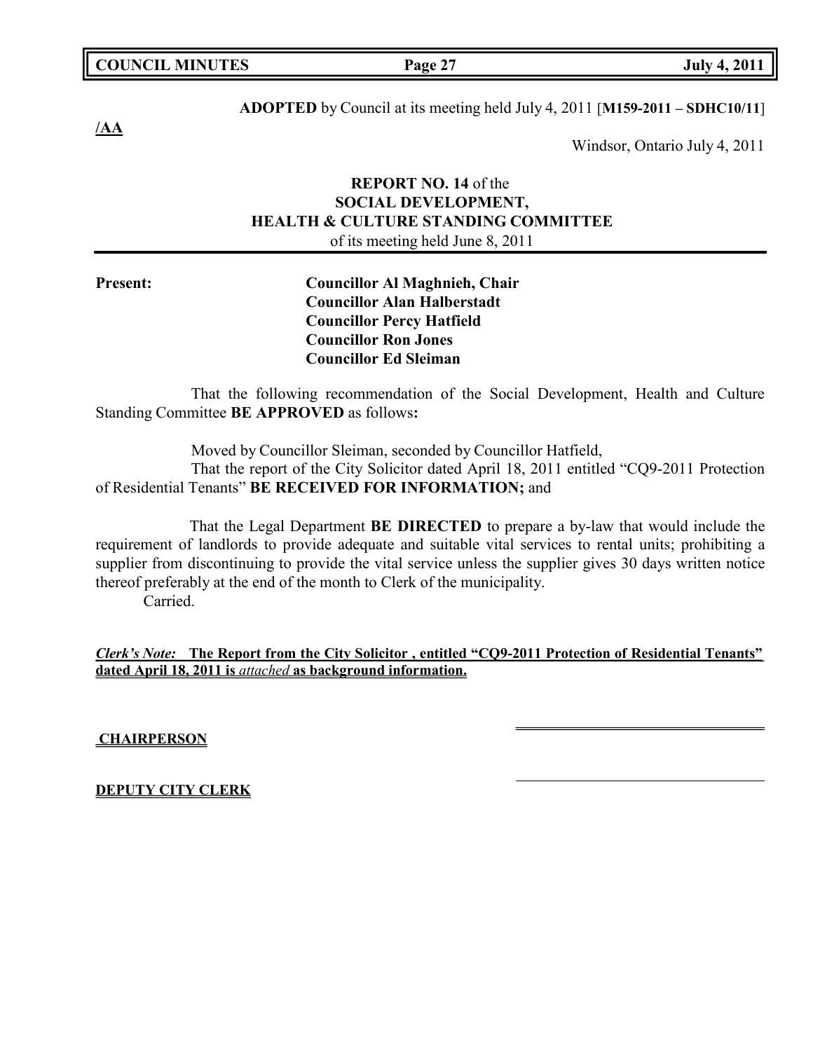**ADOPTED** by Council at its meeting held July 4, 2011 [**M159-2011 – SDHC10/11**]

**/AA**

Windsor, Ontario July 4, 2011

**REPORT NO. 14** of the
**SOCIAL DEVELOPMENT,**
**HEALTH & CULTURE STANDING COMMITTEE**
of its meeting held June 8, 2011

**Present:**

**Councillor Al Maghnieh, Chair**
**Councillor Alan Halberstadt**
**Councillor Percy Hatfield**
**Councillor Ron Jones**
**Councillor Ed Sleiman**

That the following recommendation of the Social Development, Health and Culture Standing Committee **BE APPROVED** as follows**:**

Moved by Councillor Sleiman, seconded by Councillor Hatfield,
That the report of the City Solicitor dated April 18, 2011 entitled "CQ9-2011 Protection of Residential Tenants" **BE RECEIVED FOR INFORMATION;** and

That the Legal Department **BE DIRECTED** to prepare a by-law that would include the requirement of landlords to provide adequate and suitable vital services to rental units; prohibiting a supplier from discontinuing to provide the vital service unless the supplier gives 30 days written notice thereof preferably at the end of the month to Clerk of the municipality.
Carried.

***Clerk's Note:*** **The Report from the City Solicitor , entitled "CQ9-2011 Protection of Residential Tenants" dated April 18, 2011 is *attached* as background information.**

**CHAIRPERSON**

**DEPUTY CITY CLERK**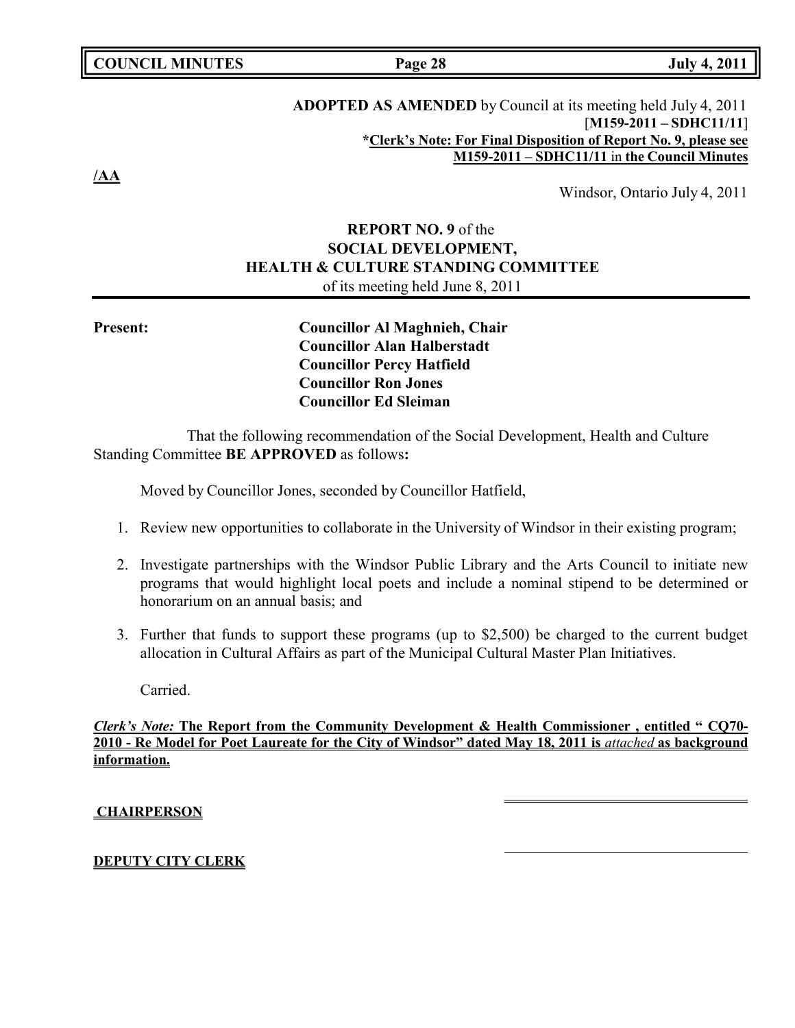**ADOPTED AS AMENDED** by Council at its meeting held July 4, 2011
[**M159-2011 – SDHC11/11**]
**\*Clerk's Note: For Final Disposition of Report No. 9, please see M159-2011 – SDHC11/11** in **the Council Minutes**

**/AA**

Windsor, Ontario July 4, 2011

**REPORT NO. 9** of the
**SOCIAL DEVELOPMENT,
HEALTH & CULTURE STANDING COMMITTEE**
of its meeting held June 8, 2011

**Present:**

**Councillor Al Maghnieh, Chair**
**Councillor Alan Halberstadt**
**Councillor Percy Hatfield**
**Councillor Ron Jones**
**Councillor Ed Sleiman**

That the following recommendation of the Social Development, Health and Culture Standing Committee **BE APPROVED** as follows**:**

Moved by Councillor Jones, seconded by Councillor Hatfield,

1. Review new opportunities to collaborate in the University of Windsor in their existing program;

2. Investigate partnerships with the Windsor Public Library and the Arts Council to initiate new programs that would highlight local poets and include a nominal stipend to be determined or honorarium on an annual basis; and

3. Further that funds to support these programs (up to $2,500) be charged to the current budget allocation in Cultural Affairs as part of the Municipal Cultural Master Plan Initiatives.

Carried.

***Clerk's Note:*** **The Report from the Community Development & Health Commissioner , entitled " CQ70-2010 - Re Model for Poet Laureate for the City of Windsor" dated May 18, 2011 is *attached* as background information.**

**CHAIRPERSON**

**DEPUTY CITY CLERK**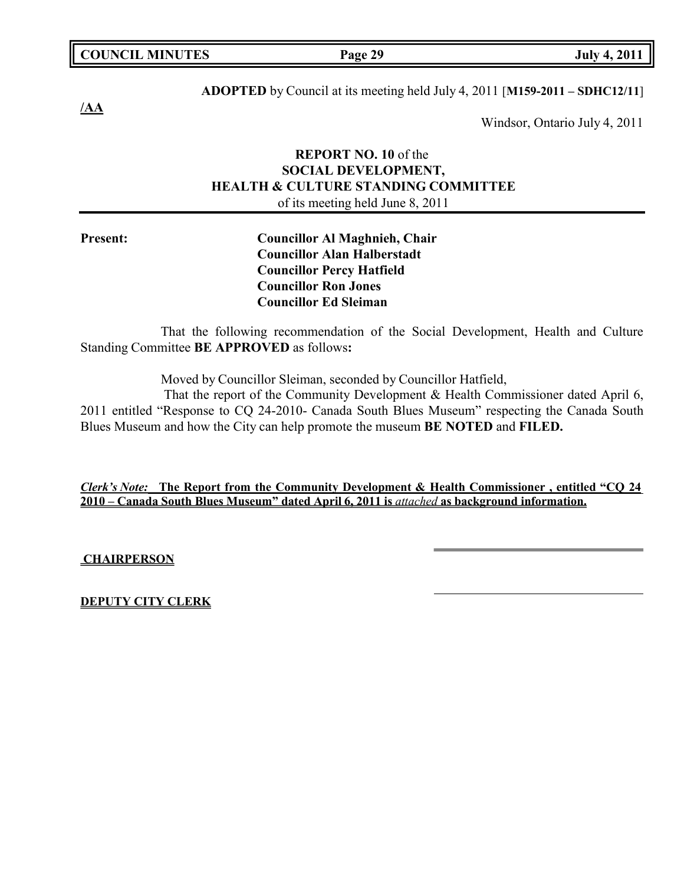**ADOPTED** by Council at its meeting held July 4, 2011 [**M159-2011 – SDHC12/11**]

**/AA**

Windsor, Ontario July 4, 2011

**REPORT NO. 10** of the
**SOCIAL DEVELOPMENT,**
**HEALTH & CULTURE STANDING COMMITTEE**
of its meeting held June 8, 2011

**Present:**

**Councillor Al Maghnieh, Chair**
**Councillor Alan Halberstadt**
**Councillor Percy Hatfield**
**Councillor Ron Jones**
**Councillor Ed Sleiman**

That the following recommendation of the Social Development, Health and Culture Standing Committee **BE APPROVED** as follows**:**

Moved by Councillor Sleiman, seconded by Councillor Hatfield,
That the report of the Community Development & Health Commissioner dated April 6, 2011 entitled "Response to CQ 24-2010- Canada South Blues Museum" respecting the Canada South Blues Museum and how the City can help promote the museum **BE NOTED** and **FILED.**

***Clerk's Note:*** **The Report from the Community Development & Health Commissioner , entitled "CQ 24 2010 – Canada South Blues Museum" dated April 6, 2011 is *attached* as background information.**

**CHAIRPERSON**

**DEPUTY CITY CLERK**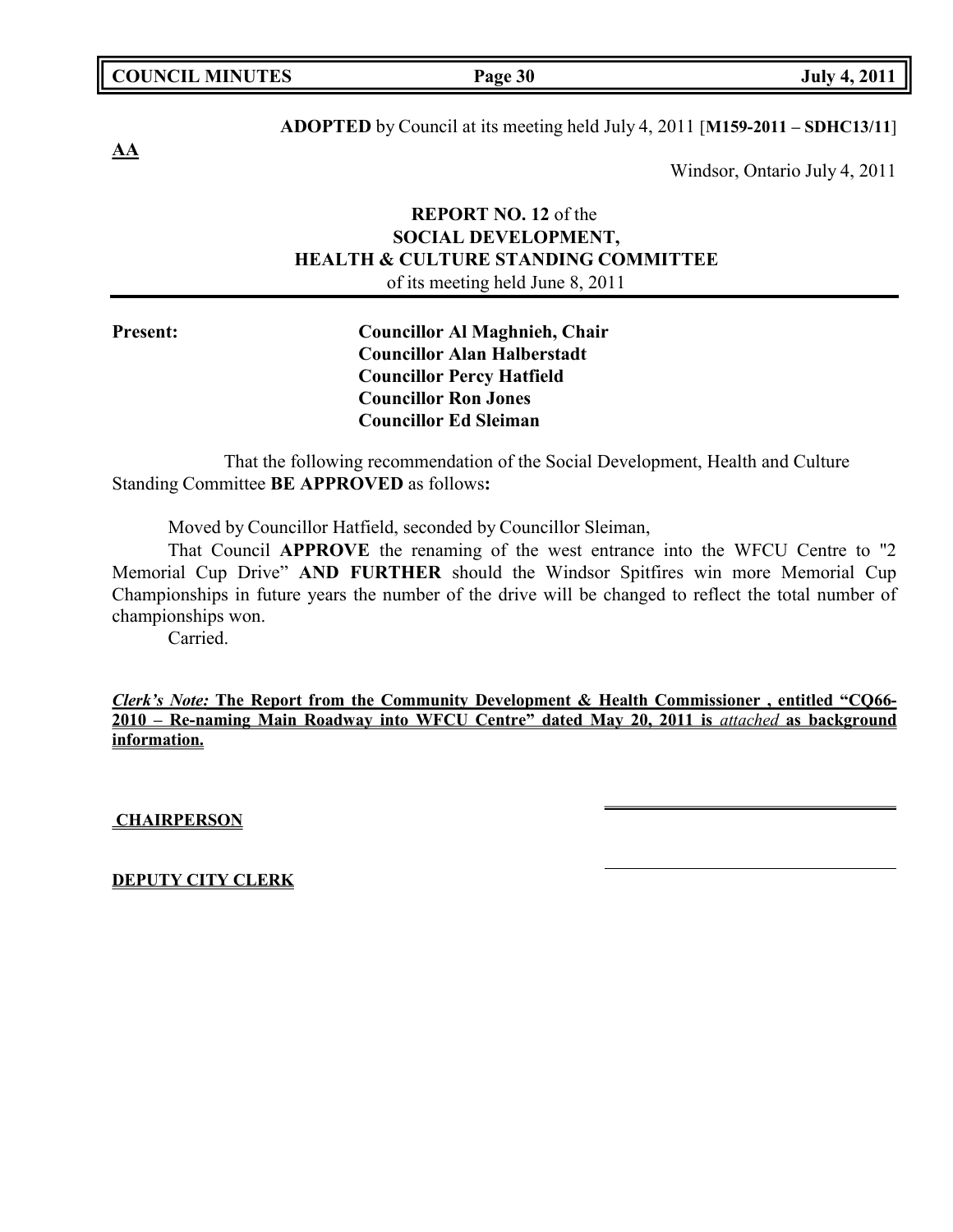**ADOPTED** by Council at its meeting held July 4, 2011 [**M159-2011 – SDHC13/11**]

**AA**

Windsor, Ontario July 4, 2011

**REPORT NO. 12** of the
**SOCIAL DEVELOPMENT,**
**HEALTH & CULTURE STANDING COMMITTEE**
of its meeting held June 8, 2011

**Present:**

**Councillor Al Maghnieh, Chair**
**Councillor Alan Halberstadt**
**Councillor Percy Hatfield**
**Councillor Ron Jones**
**Councillor Ed Sleiman**

That the following recommendation of the Social Development, Health and Culture Standing Committee **BE APPROVED** as follows**:**

Moved by Councillor Hatfield, seconded by Councillor Sleiman,

That Council **APPROVE** the renaming of the west entrance into the WFCU Centre to "2 Memorial Cup Drive" **AND FURTHER** should the Windsor Spitfires win more Memorial Cup Championships in future years the number of the drive will be changed to reflect the total number of championships won.

Carried.

***Clerk's Note:* The Report from the Community Development & Health Commissioner , entitled "CQ66-2010 – Re-naming Main Roadway into WFCU Centre" dated May 20, 2011 is *attached* as background information.**

**CHAIRPERSON**

**DEPUTY CITY CLERK**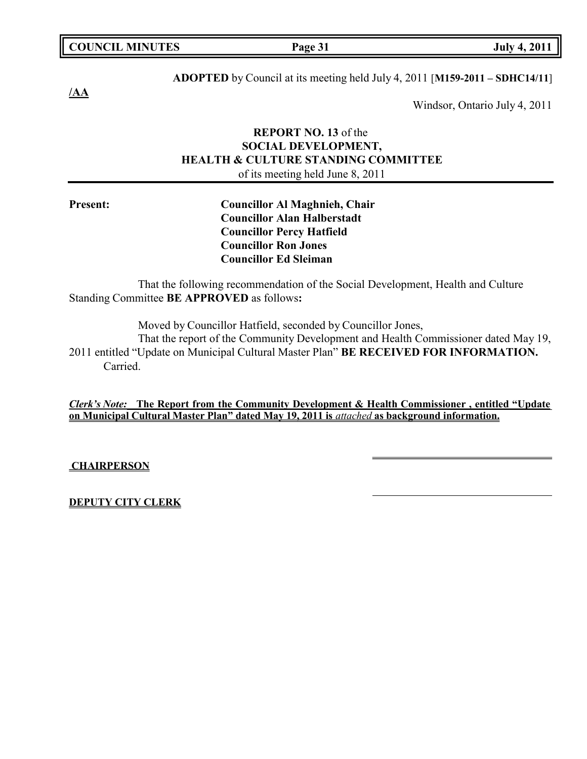**ADOPTED** by Council at its meeting held July 4, 2011 [**M159-2011 – SDHC14/11**]

**/AA**

Windsor, Ontario July 4, 2011

**REPORT NO. 13** of the
**SOCIAL DEVELOPMENT,**
**HEALTH & CULTURE STANDING COMMITTEE**
of its meeting held June 8, 2011

**Present:**

**Councillor Al Maghnieh, Chair**
**Councillor Alan Halberstadt**
**Councillor Percy Hatfield**
**Councillor Ron Jones**
**Councillor Ed Sleiman**

That the following recommendation of the Social Development, Health and Culture Standing Committee **BE APPROVED** as follows**:**

Moved by Councillor Hatfield, seconded by Councillor Jones,

That the report of the Community Development and Health Commissioner dated May 19, 2011 entitled "Update on Municipal Cultural Master Plan" **BE RECEIVED FOR INFORMATION.**

Carried.

***Clerk's Note:*** **The Report from the Community Development & Health Commissioner , entitled "Update on Municipal Cultural Master Plan" dated May 19, 2011 is *attached* as background information.**

**CHAIRPERSON**

**DEPUTY CITY CLERK**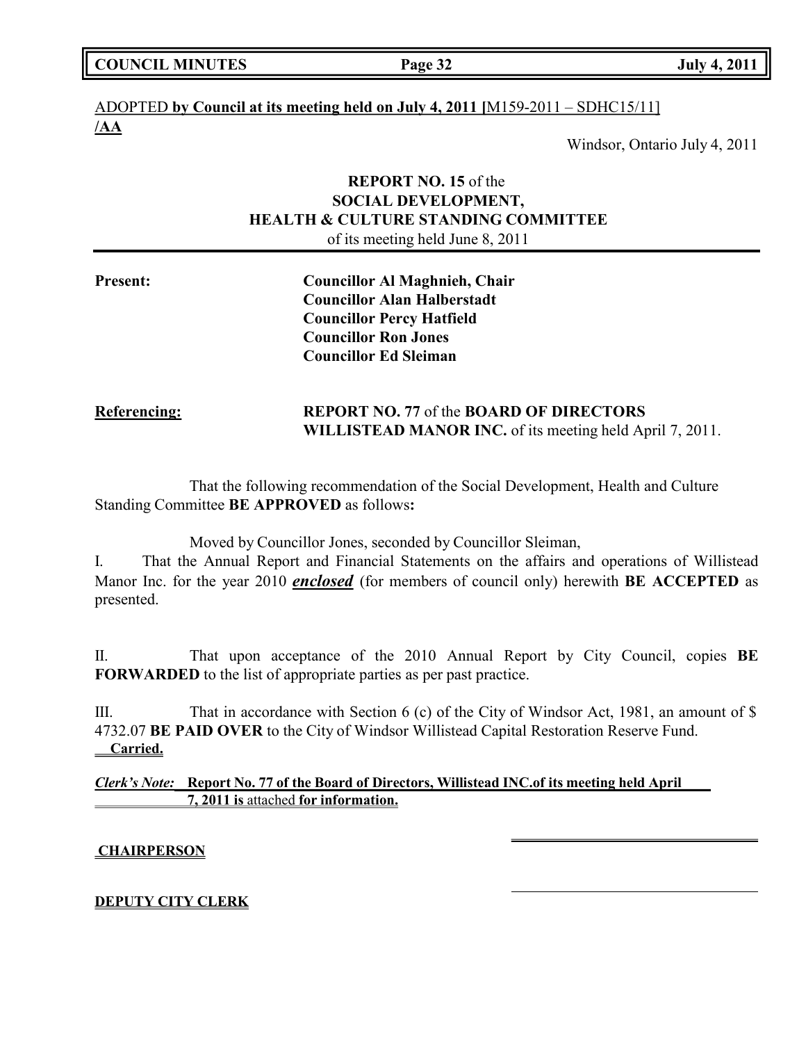ADOPTED **by Council at its meeting held on July 4, 2011 [**M159-2011 – SDHC15/11]
**/AA**

Windsor, Ontario July 4, 2011

**REPORT NO. 15** of the
**SOCIAL DEVELOPMENT,**
**HEALTH & CULTURE STANDING COMMITTEE**
of its meeting held June 8, 2011

**Present:**

**Councillor Al Maghnieh, Chair**
**Councillor Alan Halberstadt**
**Councillor Percy Hatfield**
**Councillor Ron Jones**
**Councillor Ed Sleiman**

**Referencing:** **REPORT NO. 77** of the **BOARD OF DIRECTORS WILLISTEAD MANOR INC.** of its meeting held April 7, 2011.

That the following recommendation of the Social Development, Health and Culture Standing Committee **BE APPROVED** as follows**:**

Moved by Councillor Jones, seconded by Councillor Sleiman,

I. That the Annual Report and Financial Statements on the affairs and operations of Willistead Manor Inc. for the year 2010 ***enclosed*** (for members of council only) herewith **BE ACCEPTED** as presented.

II. That upon acceptance of the 2010 Annual Report by City Council, copies **BE FORWARDED** to the list of appropriate parties as per past practice.

III. That in accordance with Section 6 (c) of the City of Windsor Act, 1981, an amount of $ 4732.07 **BE PAID OVER** to the City of Windsor Willistead Capital Restoration Reserve Fund.
**Carried.**

***Clerk's Note:*** **Report No. 77 of the Board of Directors, Willistead INC.of its meeting held April 7, 2011 is** attached **for information.**

**CHAIRPERSON**

**DEPUTY CITY CLERK**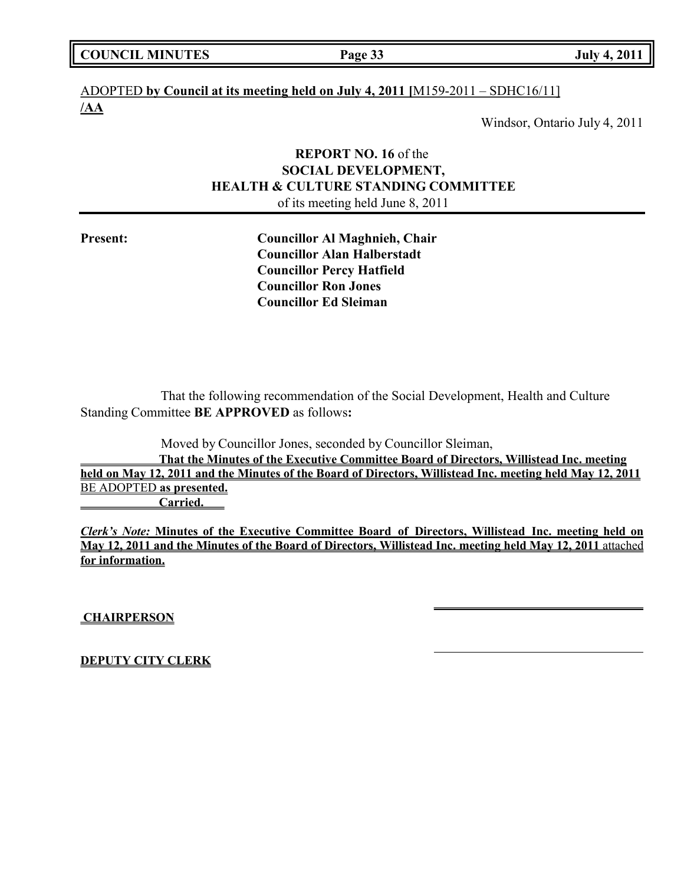ADOPTED **by Council at its meeting held on July 4, 2011 [**M159-2011 – SDHC16/11]
**/AA**

Windsor, Ontario July 4, 2011

**REPORT NO. 16** of the
**SOCIAL DEVELOPMENT,**
**HEALTH & CULTURE STANDING COMMITTEE**
of its meeting held June 8, 2011

**Present:**

**Councillor Al Maghnieh, Chair**
**Councillor Alan Halberstadt**
**Councillor Percy Hatfield**
**Councillor Ron Jones**
**Councillor Ed Sleiman**

That the following recommendation of the Social Development, Health and Culture Standing Committee **BE APPROVED** as follows**:**

Moved by Councillor Jones, seconded by Councillor Sleiman,
**That the Minutes of the Executive Committee Board of Directors, Willistead Inc. meeting held on May 12, 2011 and the Minutes of the Board of Directors, Willistead Inc. meeting held May 12, 2011** BE ADOPTED **as presented.**
**Carried.**

***Clerk's Note:*** **Minutes of the Executive Committee Board of Directors, Willistead Inc. meeting held on May 12, 2011 and the Minutes of the Board of Directors, Willistead Inc. meeting held May 12, 2011** attached **for information.**

**CHAIRPERSON**

**DEPUTY CITY CLERK**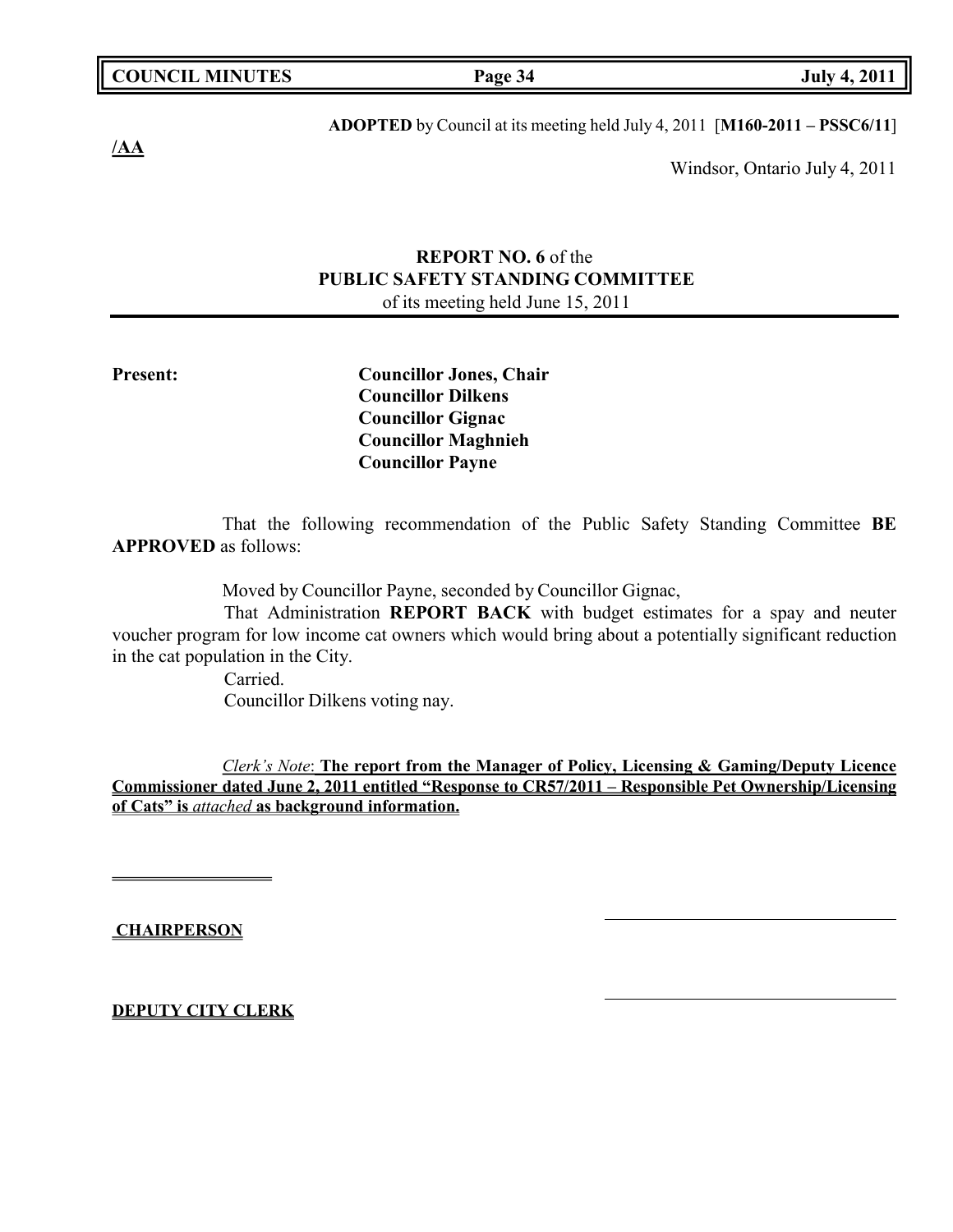**ADOPTED** by Council at its meeting held July 4, 2011 [**M160-2011 – PSSC6/11**]

**/AA**

Windsor, Ontario July 4, 2011

**REPORT NO. 6** of the
**PUBLIC SAFETY STANDING COMMITTEE**
of its meeting held June 15, 2011

**Present:**

**Councillor Jones, Chair**
**Councillor Dilkens**
**Councillor Gignac**
**Councillor Maghnieh**
**Councillor Payne**

That the following recommendation of the Public Safety Standing Committee **BE APPROVED** as follows:

Moved by Councillor Payne, seconded by Councillor Gignac,

That Administration **REPORT BACK** with budget estimates for a spay and neuter voucher program for low income cat owners which would bring about a potentially significant reduction in the cat population in the City.

Carried.

Councillor Dilkens voting nay.

*Clerk's Note*: **The report from the Manager of Policy, Licensing & Gaming/Deputy Licence Commissioner dated June 2, 2011 entitled "Response to CR57/2011 – Responsible Pet Ownership/Licensing of Cats" is *attached* as background information.**

**CHAIRPERSON**

**DEPUTY CITY CLERK**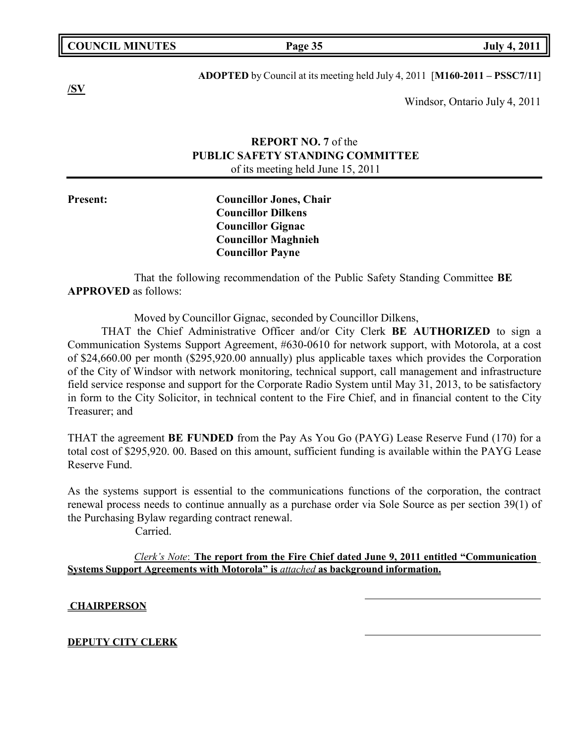**ADOPTED** by Council at its meeting held July 4, 2011 [**M160-2011 – PSSC7/11**]

**/SV**

Windsor, Ontario July 4, 2011

**REPORT NO. 7** of the
**PUBLIC SAFETY STANDING COMMITTEE**
of its meeting held June 15, 2011

**Present:**

**Councillor Jones, Chair**
**Councillor Dilkens**
**Councillor Gignac**
**Councillor Maghnieh**
**Councillor Payne**

That the following recommendation of the Public Safety Standing Committee **BE APPROVED** as follows:

Moved by Councillor Gignac, seconded by Councillor Dilkens,

THAT the Chief Administrative Officer and/or City Clerk **BE AUTHORIZED** to sign a Communication Systems Support Agreement, #630-0610 for network support, with Motorola, at a cost of $24,660.00 per month ($295,920.00 annually) plus applicable taxes which provides the Corporation of the City of Windsor with network monitoring, technical support, call management and infrastructure field service response and support for the Corporate Radio System until May 31, 2013, to be satisfactory in form to the City Solicitor, in technical content to the Fire Chief, and in financial content to the City Treasurer; and

THAT the agreement **BE FUNDED** from the Pay As You Go (PAYG) Lease Reserve Fund (170) for a total cost of $295,920. 00. Based on this amount, sufficient funding is available within the PAYG Lease Reserve Fund.

As the systems support is essential to the communications functions of the corporation, the contract renewal process needs to continue annually as a purchase order via Sole Source as per section 39(1) of the Purchasing Bylaw regarding contract renewal.

Carried.

*Clerk's Note*: **The report from the Fire Chief dated June 9, 2011 entitled "Communication Systems Support Agreements with Motorola" is *attached* as background information.**

**CHAIRPERSON**

**DEPUTY CITY CLERK**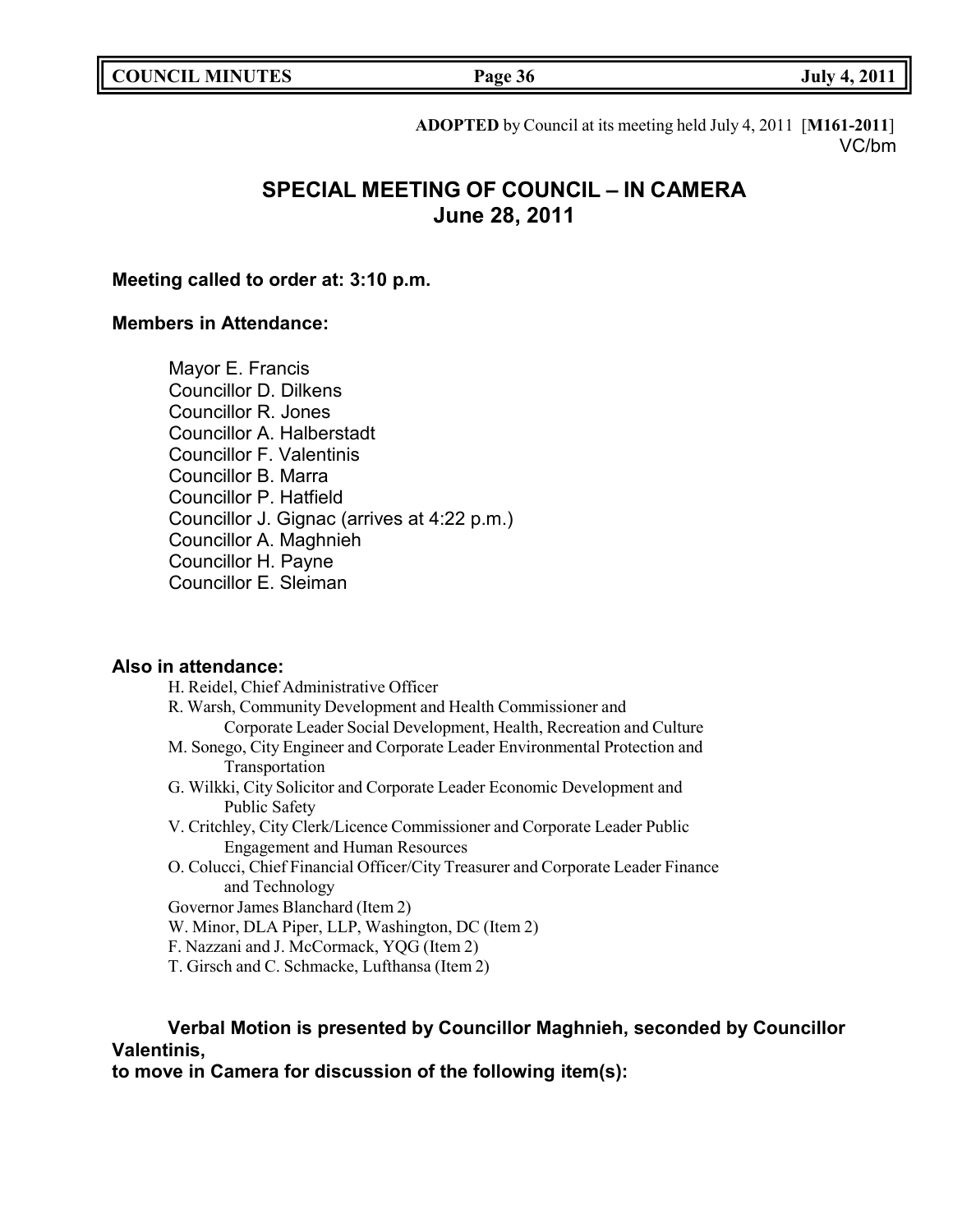**ADOPTED** by Council at its meeting held July 4, 2011 [**M161-2011**]
VC/bm

# SPECIAL MEETING OF COUNCIL – IN CAMERA
## June 28, 2011

**Meeting called to order at: 3:10 p.m.**

**Members in Attendance:**

Mayor E. Francis
Councillor D. Dilkens
Councillor R. Jones
Councillor A. Halberstadt
Councillor F. Valentinis
Councillor B. Marra
Councillor P. Hatfield
Councillor J. Gignac (arrives at 4:22 p.m.)
Councillor A. Maghnieh
Councillor H. Payne
Councillor E. Sleiman

**Also in attendance:**

H. Reidel, Chief Administrative Officer
R. Warsh, Community Development and Health Commissioner and Corporate Leader Social Development, Health, Recreation and Culture
M. Sonego, City Engineer and Corporate Leader Environmental Protection and Transportation
G. Wilkki, City Solicitor and Corporate Leader Economic Development and Public Safety
V. Critchley, City Clerk/Licence Commissioner and Corporate Leader Public Engagement and Human Resources
O. Colucci, Chief Financial Officer/City Treasurer and Corporate Leader Finance and Technology
Governor James Blanchard (Item 2)
W. Minor, DLA Piper, LLP, Washington, DC (Item 2)
F. Nazzani and J. McCormack, YQG (Item 2)
T. Girsch and C. Schmacke, Lufthansa (Item 2)

**Verbal Motion is presented by Councillor Maghnieh, seconded by Councillor Valentinis,**
**to move in Camera for discussion of the following item(s):**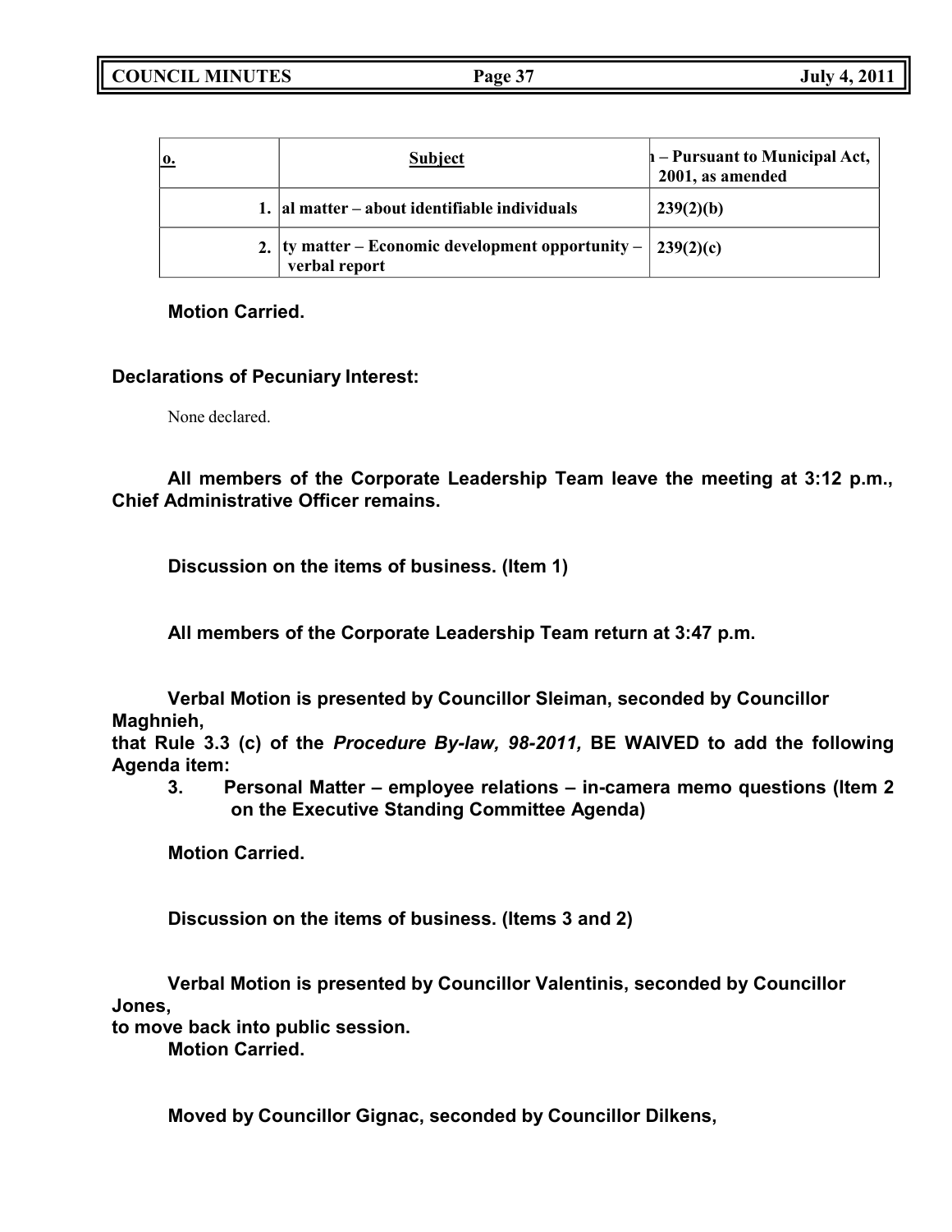| o. | Subject | h – Pursuant to Municipal Act, 2001, as amended |
| --- | --- | --- |
| 1. | al matter – about identifiable individuals | 239(2)(b) |
| 2. | ty matter – Economic development opportunity – verbal report | 239(2)(c) |

**Motion Carried.**

**Declarations of Pecuniary Interest:**

None declared.

**All members of the Corporate Leadership Team leave the meeting at 3:12 p.m., Chief Administrative Officer remains.**

**Discussion on the items of business. (Item 1)**

**All members of the Corporate Leadership Team return at 3:47 p.m.**

**Verbal Motion is presented by Councillor Sleiman, seconded by Councillor Maghnieh,**
**that Rule 3.3 (c) of the *Procedure By-law, 98-2011,* BE WAIVED to add the following Agenda item:**

**3. Personal Matter – employee relations – in-camera memo questions (Item 2 on the Executive Standing Committee Agenda)**

**Motion Carried.**

**Discussion on the items of business. (Items 3 and 2)**

**Verbal Motion is presented by Councillor Valentinis, seconded by Councillor Jones,**
**to move back into public session.**
**Motion Carried.**

**Moved by Councillor Gignac, seconded by Councillor Dilkens,**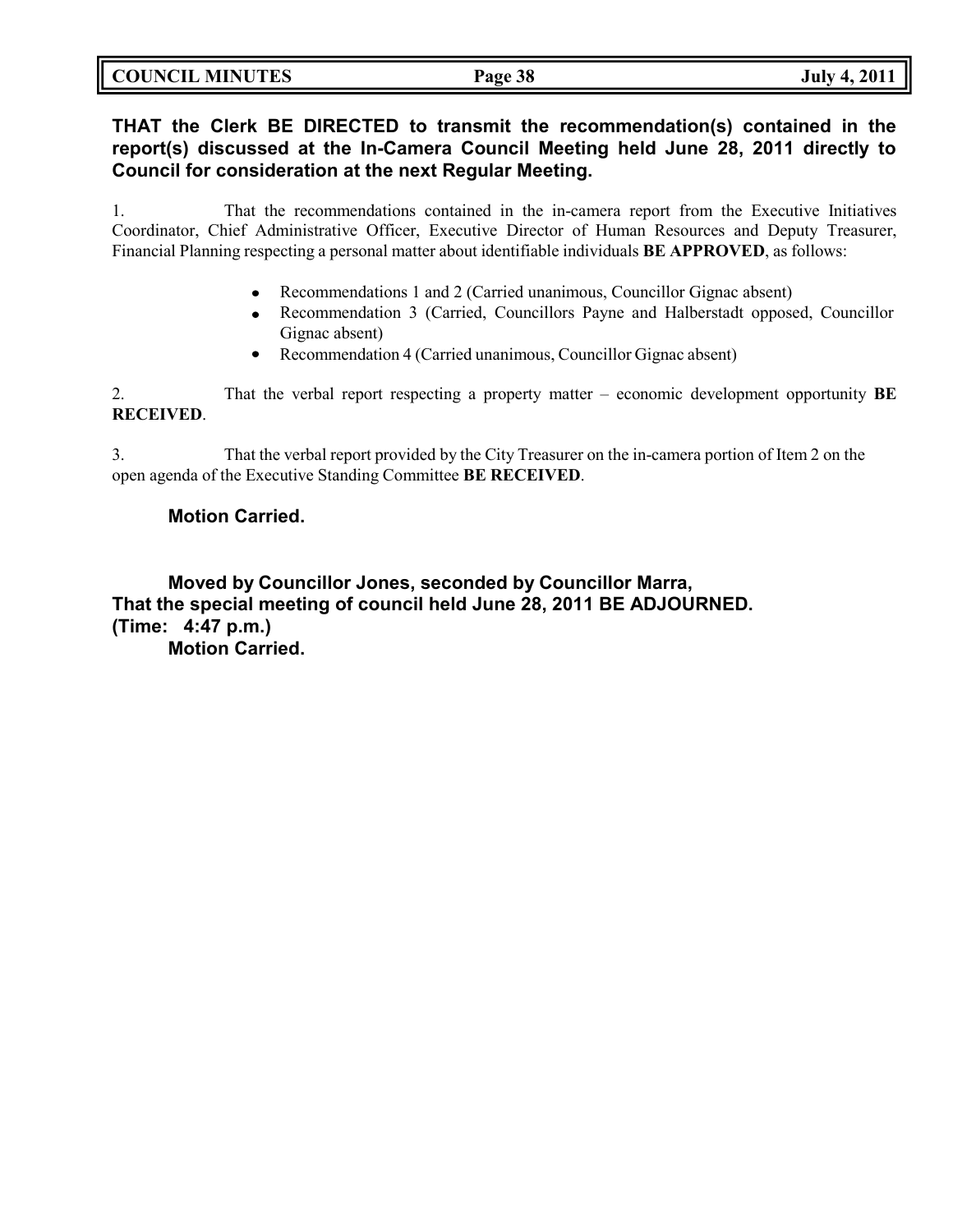**THAT the Clerk BE DIRECTED to transmit the recommendation(s) contained in the report(s) discussed at the In-Camera Council Meeting held June 28, 2011 directly to Council for consideration at the next Regular Meeting.**

1. That the recommendations contained in the in-camera report from the Executive Initiatives Coordinator, Chief Administrative Officer, Executive Director of Human Resources and Deputy Treasurer, Financial Planning respecting a personal matter about identifiable individuals **BE APPROVED**, as follows:

- Recommendations 1 and 2 (Carried unanimous, Councillor Gignac absent)
- Recommendation 3 (Carried, Councillors Payne and Halberstadt opposed, Councillor Gignac absent)
- Recommendation 4 (Carried unanimous, Councillor Gignac absent)

2. That the verbal report respecting a property matter – economic development opportunity **BE RECEIVED**.

3. That the verbal report provided by the City Treasurer on the in-camera portion of Item 2 on the open agenda of the Executive Standing Committee **BE RECEIVED**.

**Motion Carried.**

**Moved by Councillor Jones, seconded by Councillor Marra,**
**That the special meeting of council held June 28, 2011 BE ADJOURNED.**
**(Time: 4:47 p.m.)**
**Motion Carried.**